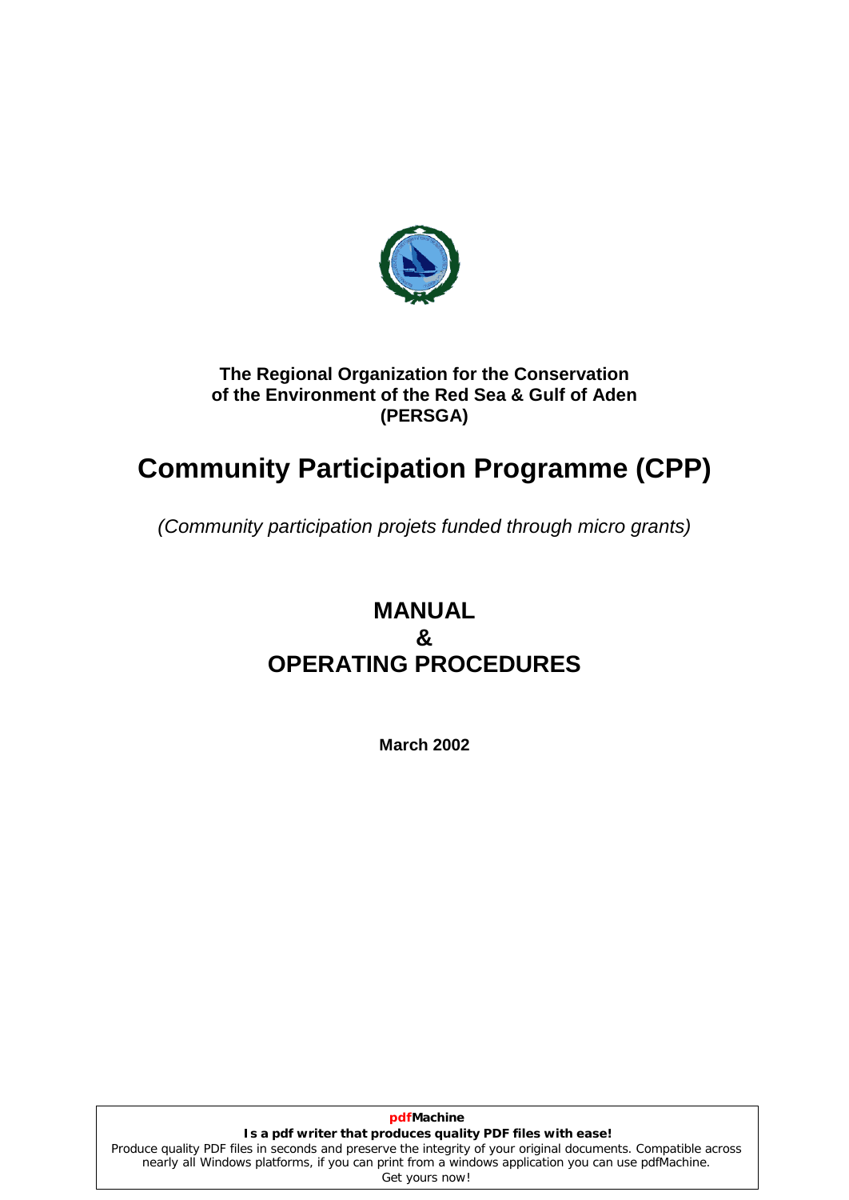**The Regional Organization for the Conservation of the Environment of the Red Sea & Gulf of Aden (PERSGA)**

# Community Participation Programme (CPP)

*(Community participation projets funded through micro grants)*

## MANUAL & OPERATING PROCEDURES

**March 2002**

**pdfMachine**
**Is a pdf writer that produces quality PDF files with ease!**
Produce quality PDF files in seconds and preserve the integrity of your original documents. Compatible across nearly all Windows platforms, if you can print from a windows application you can use pdfMachine.
Get yours now!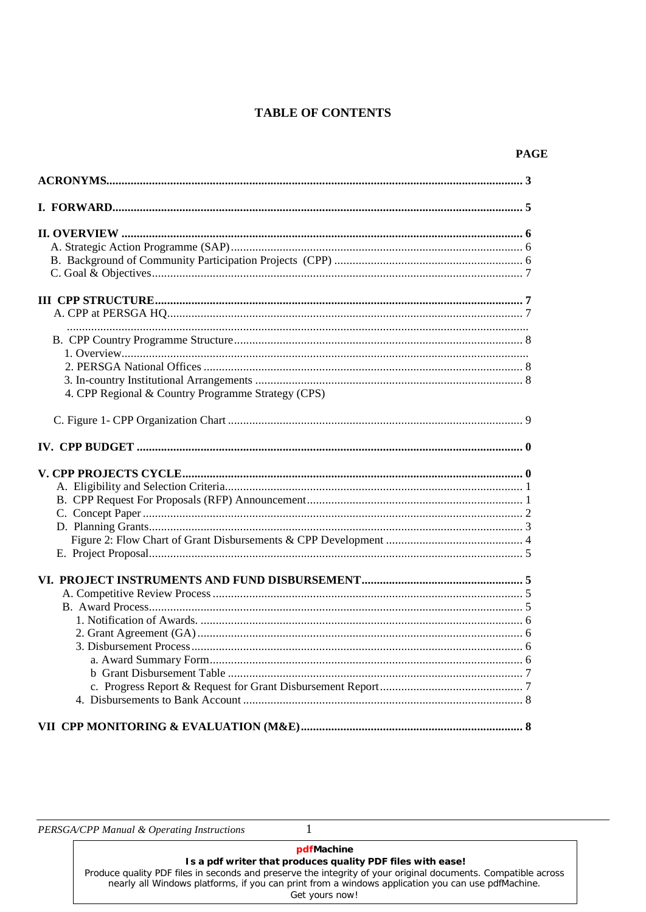# TABLE OF CONTENTS

| | PAGE |
|---|---|
| **ACRONYMS** | **3** |
| **I. FORWARD** | **5** |
| **II. OVERVIEW** | **6** |
| A. Strategic Action Programme (SAP) | 6 |
| B. Background of Community Participation Projects (CPP) | 6 |
| C. Goal & Objectives | 7 |
| **III CPP STRUCTURE** | **7** |
| A. CPP at PERSGA HQ | 7 |
| B. CPP Country Programme Structure | 8 |
| 1. Overview | |
| 2. PERSGA National Offices | 8 |
| 3. In-country Institutional Arrangements | 8 |
| 4. CPP Regional & Country Programme Strategy (CPS) | |
| C. Figure 1- CPP Organization Chart | 9 |
| **IV. CPP BUDGET** | **0** |
| **V. CPP PROJECTS CYCLE** | **0** |
| A. Eligibility and Selection Criteria | 1 |
| B. CPP Request For Proposals (RFP) Announcement | 1 |
| C. Concept Paper | 2 |
| D. Planning Grants | 3 |
| Figure 2: Flow Chart of Grant Disbursements & CPP Development | 4 |
| E. Project Proposal | 5 |
| **VI. PROJECT INSTRUMENTS AND FUND DISBURSEMENT** | **5** |
| A. Competitive Review Process | 5 |
| B. Award Process | 5 |
| 1. Notification of Awards. | 6 |
| 2. Grant Agreement (GA) | 6 |
| 3. Disbursement Process | 6 |
| a. Award Summary Form | 6 |
| b Grant Disbursement Table | 7 |
| c. Progress Report & Request for Grant Disbursement Report | 7 |
| 4. Disbursements to Bank Account | 8 |
| **VII CPP MONITORING & EVALUATION (M&E)** | **8** |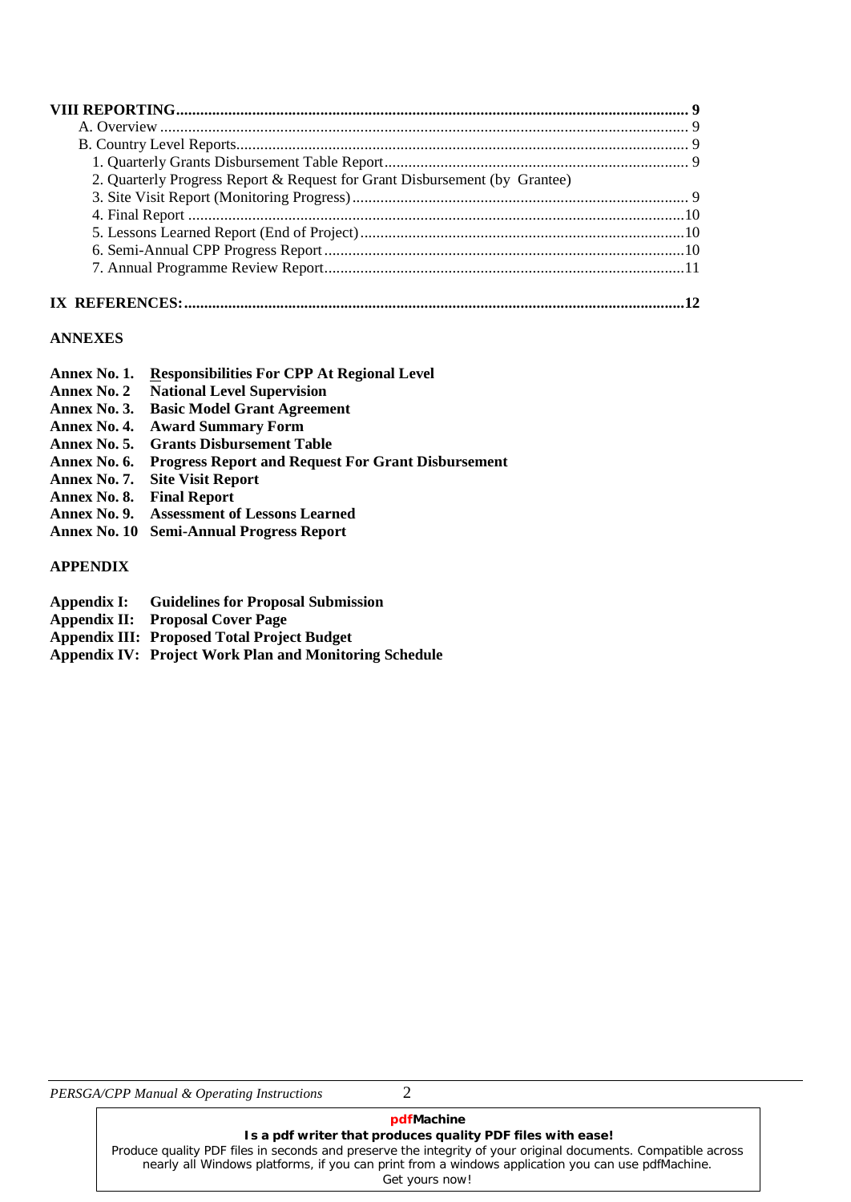**VIII REPORTING** .......... **9**

A. Overview .......... 9

B. Country Level Reports .......... 9

1. Quarterly Grants Disbursement Table Report .......... 9
2. Quarterly Progress Report & Request for Grant Disbursement (by Grantee)
3. Site Visit Report (Monitoring Progress) .......... 9
4. Final Report .......... 10
5. Lessons Learned Report (End of Project) .......... 10
6. Semi-Annual CPP Progress Report .......... 10
7. Annual Programme Review Report .......... 11

**IX REFERENCES:** .......... **12**

**ANNEXES**

**Annex No. 1. Responsibilities For CPP At Regional Level**
**Annex No. 2 National Level Supervision**
**Annex No. 3. Basic Model Grant Agreement**
**Annex No. 4. Award Summary Form**
**Annex No. 5. Grants Disbursement Table**
**Annex No. 6. Progress Report and Request For Grant Disbursement**
**Annex No. 7. Site Visit Report**
**Annex No. 8. Final Report**
**Annex No. 9. Assessment of Lessons Learned**
**Annex No. 10 Semi-Annual Progress Report**

**APPENDIX**

**Appendix I: Guidelines for Proposal Submission**
**Appendix II: Proposal Cover Page**
**Appendix III: Proposed Total Project Budget**
**Appendix IV: Project Work Plan and Monitoring Schedule**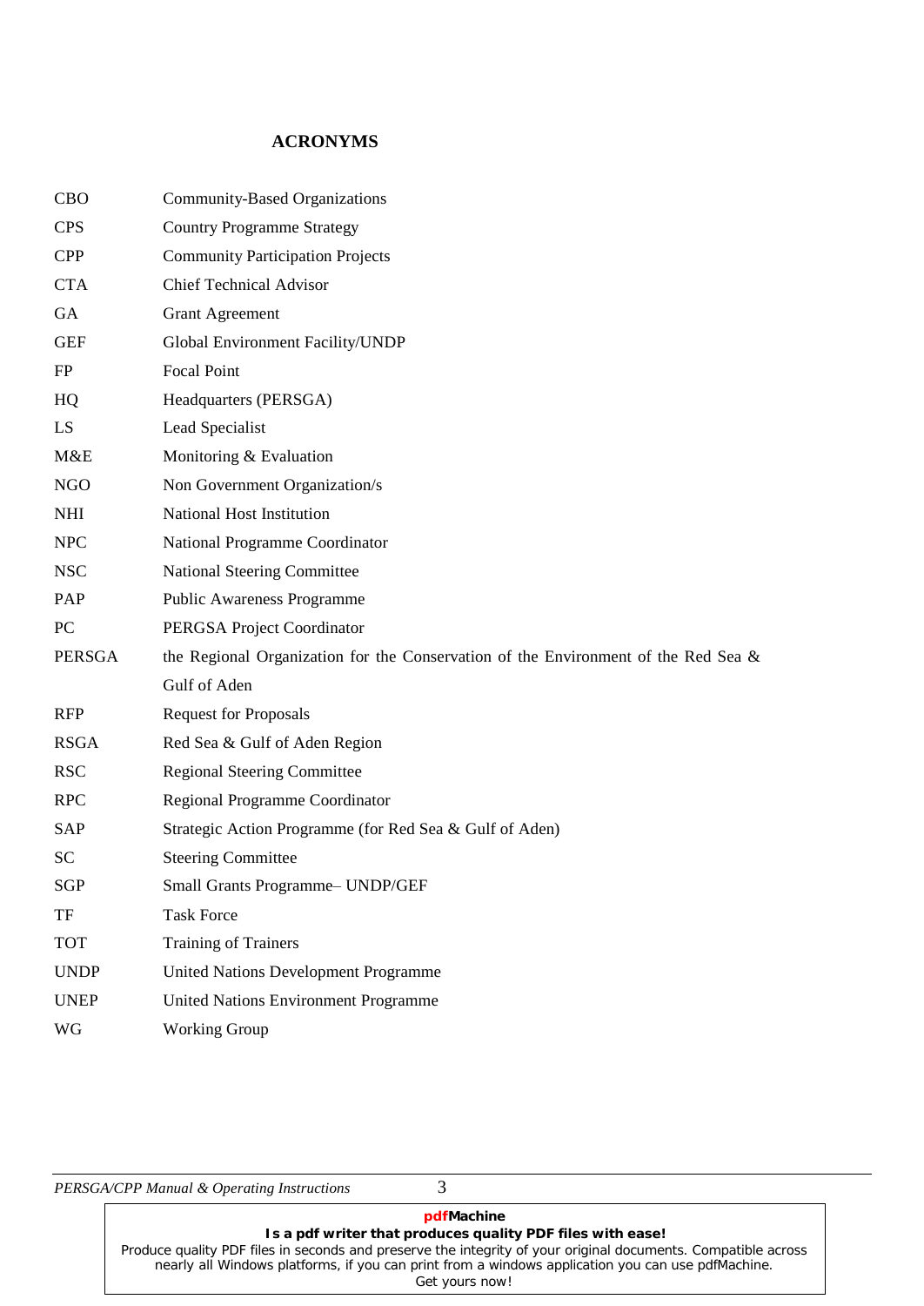# ACRONYMS

| | |
|---|---|
| CBO | Community-Based Organizations |
| CPS | Country Programme Strategy |
| CPP | Community Participation Projects |
| CTA | Chief Technical Advisor |
| GA | Grant Agreement |
| GEF | Global Environment Facility/UNDP |
| FP | Focal Point |
| HQ | Headquarters (PERSGA) |
| LS | Lead Specialist |
| M&E | Monitoring & Evaluation |
| NGO | Non Government Organization/s |
| NHI | National Host Institution |
| NPC | National Programme Coordinator |
| NSC | National Steering Committee |
| PAP | Public Awareness Programme |
| PC | PERGSA Project Coordinator |
| PERSGA | the Regional Organization for the Conservation of the Environment of the Red Sea & Gulf of Aden |
| RFP | Request for Proposals |
| RSGA | Red Sea & Gulf of Aden Region |
| RSC | Regional Steering Committee |
| RPC | Regional Programme Coordinator |
| SAP | Strategic Action Programme (for Red Sea & Gulf of Aden) |
| SC | Steering Committee |
| SGP | Small Grants Programme– UNDP/GEF |
| TF | Task Force |
| TOT | Training of Trainers |
| UNDP | United Nations Development Programme |
| UNEP | United Nations Environment Programme |
| WG | Working Group |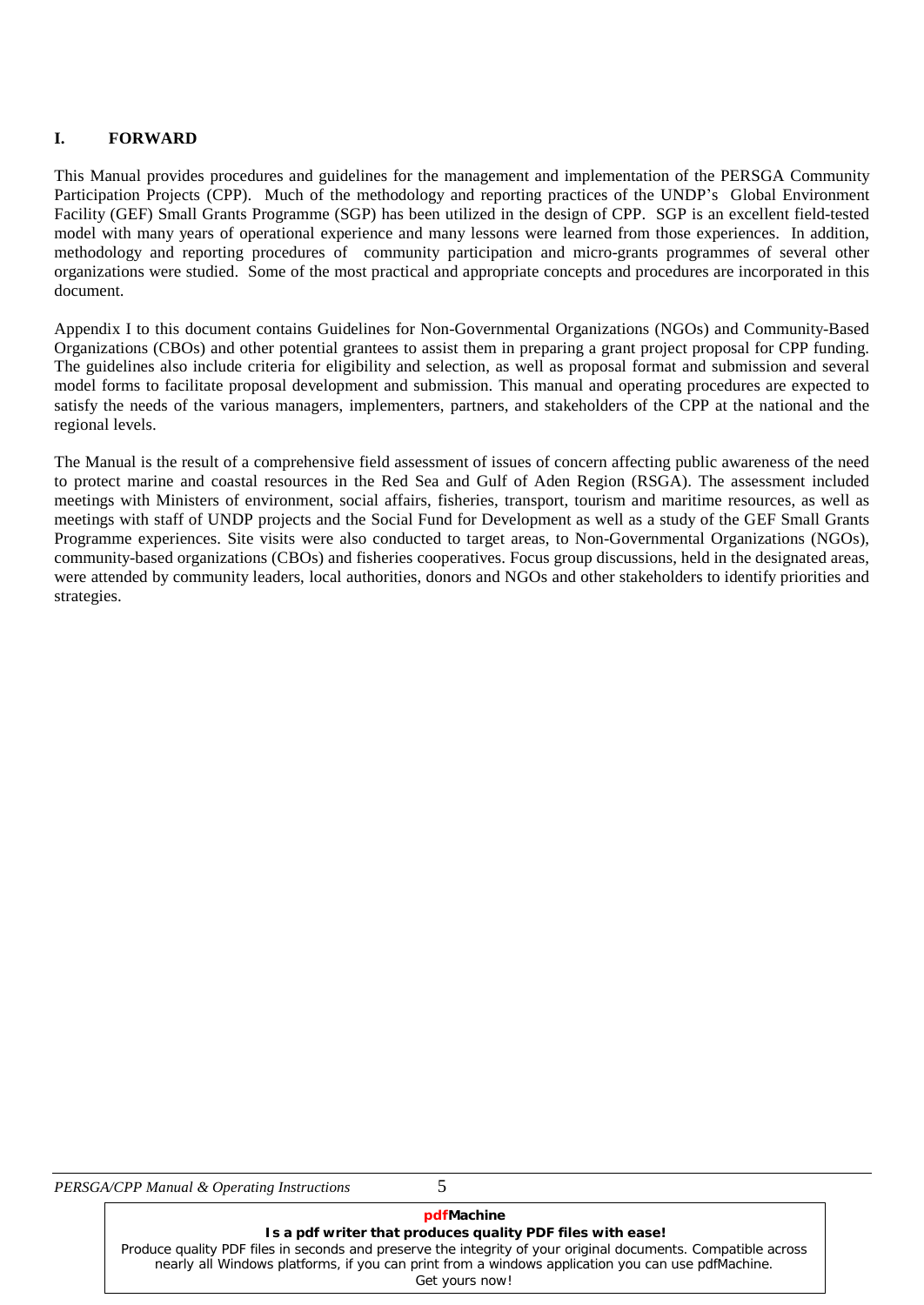# I. FORWARD

This Manual provides procedures and guidelines for the management and implementation of the PERSGA Community Participation Projects (CPP). Much of the methodology and reporting practices of the UNDP's Global Environment Facility (GEF) Small Grants Programme (SGP) has been utilized in the design of CPP. SGP is an excellent field-tested model with many years of operational experience and many lessons were learned from those experiences. In addition, methodology and reporting procedures of community participation and micro-grants programmes of several other organizations were studied. Some of the most practical and appropriate concepts and procedures are incorporated in this document.

Appendix I to this document contains Guidelines for Non-Governmental Organizations (NGOs) and Community-Based Organizations (CBOs) and other potential grantees to assist them in preparing a grant project proposal for CPP funding. The guidelines also include criteria for eligibility and selection, as well as proposal format and submission and several model forms to facilitate proposal development and submission. This manual and operating procedures are expected to satisfy the needs of the various managers, implementers, partners, and stakeholders of the CPP at the national and the regional levels.

The Manual is the result of a comprehensive field assessment of issues of concern affecting public awareness of the need to protect marine and coastal resources in the Red Sea and Gulf of Aden Region (RSGA). The assessment included meetings with Ministers of environment, social affairs, fisheries, transport, tourism and maritime resources, as well as meetings with staff of UNDP projects and the Social Fund for Development as well as a study of the GEF Small Grants Programme experiences. Site visits were also conducted to target areas, to Non-Governmental Organizations (NGOs), community-based organizations (CBOs) and fisheries cooperatives. Focus group discussions, held in the designated areas, were attended by community leaders, local authorities, donors and NGOs and other stakeholders to identify priorities and strategies.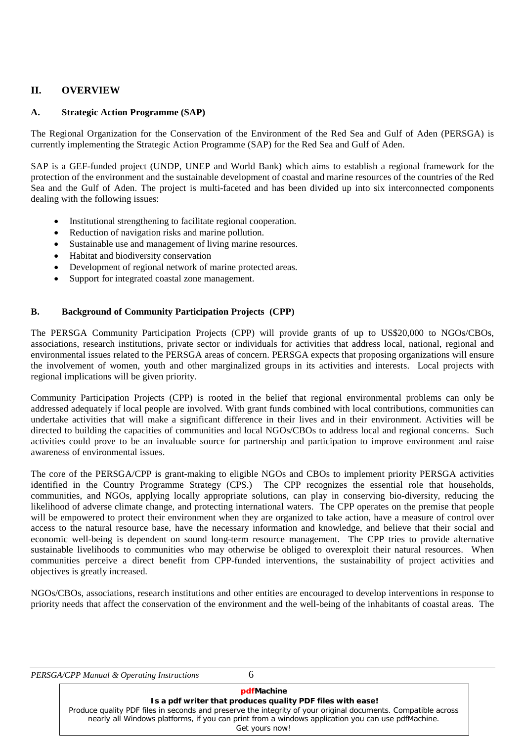## II. OVERVIEW

### A. Strategic Action Programme (SAP)

The Regional Organization for the Conservation of the Environment of the Red Sea and Gulf of Aden (PERSGA) is currently implementing the Strategic Action Programme (SAP) for the Red Sea and Gulf of Aden.

SAP is a GEF-funded project (UNDP, UNEP and World Bank) which aims to establish a regional framework for the protection of the environment and the sustainable development of coastal and marine resources of the countries of the Red Sea and the Gulf of Aden. The project is multi-faceted and has been divided up into six interconnected components dealing with the following issues:

- Institutional strengthening to facilitate regional cooperation.
- Reduction of navigation risks and marine pollution.
- Sustainable use and management of living marine resources.
- Habitat and biodiversity conservation
- Development of regional network of marine protected areas.
- Support for integrated coastal zone management.

### B. Background of Community Participation Projects (CPP)

The PERSGA Community Participation Projects (CPP) will provide grants of up to US$20,000 to NGOs/CBOs, associations, research institutions, private sector or individuals for activities that address local, national, regional and environmental issues related to the PERSGA areas of concern. PERSGA expects that proposing organizations will ensure the involvement of women, youth and other marginalized groups in its activities and interests. Local projects with regional implications will be given priority.

Community Participation Projects (CPP) is rooted in the belief that regional environmental problems can only be addressed adequately if local people are involved. With grant funds combined with local contributions, communities can undertake activities that will make a significant difference in their lives and in their environment. Activities will be directed to building the capacities of communities and local NGOs/CBOs to address local and regional concerns. Such activities could prove to be an invaluable source for partnership and participation to improve environment and raise awareness of environmental issues.

The core of the PERSGA/CPP is grant-making to eligible NGOs and CBOs to implement priority PERSGA activities identified in the Country Programme Strategy (CPS.) The CPP recognizes the essential role that households, communities, and NGOs, applying locally appropriate solutions, can play in conserving bio-diversity, reducing the likelihood of adverse climate change, and protecting international waters. The CPP operates on the premise that people will be empowered to protect their environment when they are organized to take action, have a measure of control over access to the natural resource base, have the necessary information and knowledge, and believe that their social and economic well-being is dependent on sound long-term resource management. The CPP tries to provide alternative sustainable livelihoods to communities who may otherwise be obliged to overexploit their natural resources. When communities perceive a direct benefit from CPP-funded interventions, the sustainability of project activities and objectives is greatly increased.

NGOs/CBOs, associations, research institutions and other entities are encouraged to develop interventions in response to priority needs that affect the conservation of the environment and the well-being of the inhabitants of coastal areas. The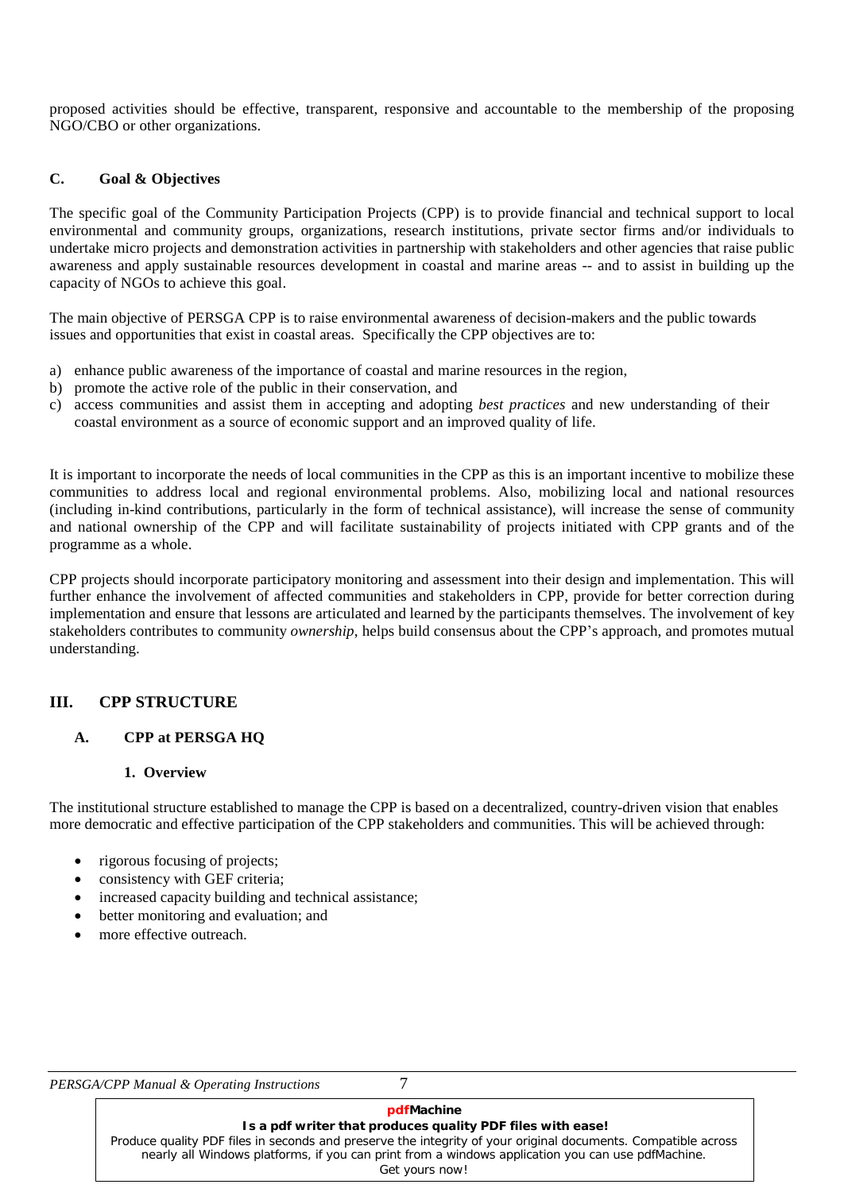proposed activities should be effective, transparent, responsive and accountable to the membership of the proposing NGO/CBO or other organizations.

### C. Goal & Objectives

The specific goal of the Community Participation Projects (CPP) is to provide financial and technical support to local environmental and community groups, organizations, research institutions, private sector firms and/or individuals to undertake micro projects and demonstration activities in partnership with stakeholders and other agencies that raise public awareness and apply sustainable resources development in coastal and marine areas -- and to assist in building up the capacity of NGOs to achieve this goal.

The main objective of PERSGA CPP is to raise environmental awareness of decision-makers and the public towards issues and opportunities that exist in coastal areas. Specifically the CPP objectives are to:

a) enhance public awareness of the importance of coastal and marine resources in the region,
b) promote the active role of the public in their conservation, and
c) access communities and assist them in accepting and adopting *best practices* and new understanding of their coastal environment as a source of economic support and an improved quality of life.

It is important to incorporate the needs of local communities in the CPP as this is an important incentive to mobilize these communities to address local and regional environmental problems. Also, mobilizing local and national resources (including in-kind contributions, particularly in the form of technical assistance), will increase the sense of community and national ownership of the CPP and will facilitate sustainability of projects initiated with CPP grants and of the programme as a whole.

CPP projects should incorporate participatory monitoring and assessment into their design and implementation. This will further enhance the involvement of affected communities and stakeholders in CPP, provide for better correction during implementation and ensure that lessons are articulated and learned by the participants themselves. The involvement of key stakeholders contributes to community *ownership*, helps build consensus about the CPP's approach, and promotes mutual understanding.

## III. CPP STRUCTURE

### A. CPP at PERSGA HQ

#### 1. Overview

The institutional structure established to manage the CPP is based on a decentralized, country-driven vision that enables more democratic and effective participation of the CPP stakeholders and communities. This will be achieved through:

- rigorous focusing of projects;
- consistency with GEF criteria;
- increased capacity building and technical assistance;
- better monitoring and evaluation; and
- more effective outreach.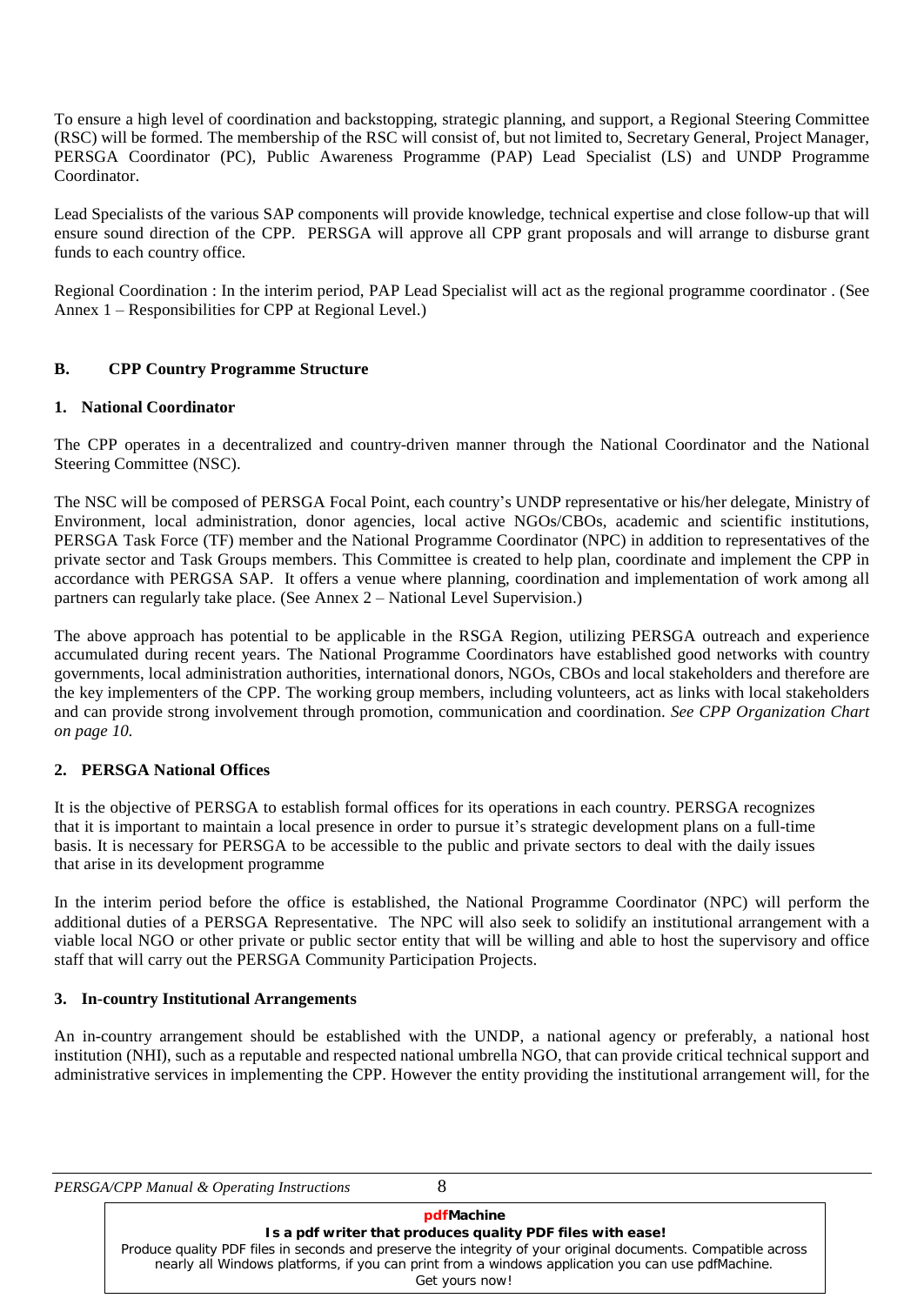To ensure a high level of coordination and backstopping, strategic planning, and support, a Regional Steering Committee (RSC) will be formed. The membership of the RSC will consist of, but not limited to, Secretary General, Project Manager, PERSGA Coordinator (PC), Public Awareness Programme (PAP) Lead Specialist (LS) and UNDP Programme Coordinator.

Lead Specialists of the various SAP components will provide knowledge, technical expertise and close follow-up that will ensure sound direction of the CPP. PERSGA will approve all CPP grant proposals and will arrange to disburse grant funds to each country office.

Regional Coordination : In the interim period, PAP Lead Specialist will act as the regional programme coordinator . (See Annex 1 – Responsibilities for CPP at Regional Level.)

## B. CPP Country Programme Structure

### 1. National Coordinator

The CPP operates in a decentralized and country-driven manner through the National Coordinator and the National Steering Committee (NSC).

The NSC will be composed of PERSGA Focal Point, each country's UNDP representative or his/her delegate, Ministry of Environment, local administration, donor agencies, local active NGOs/CBOs, academic and scientific institutions, PERSGA Task Force (TF) member and the National Programme Coordinator (NPC) in addition to representatives of the private sector and Task Groups members. This Committee is created to help plan, coordinate and implement the CPP in accordance with PERGSA SAP. It offers a venue where planning, coordination and implementation of work among all partners can regularly take place. (See Annex 2 – National Level Supervision.)

The above approach has potential to be applicable in the RSGA Region, utilizing PERSGA outreach and experience accumulated during recent years. The National Programme Coordinators have established good networks with country governments, local administration authorities, international donors, NGOs, CBOs and local stakeholders and therefore are the key implementers of the CPP. The working group members, including volunteers, act as links with local stakeholders and can provide strong involvement through promotion, communication and coordination. *See CPP Organization Chart on page 10.*

### 2. PERSGA National Offices

It is the objective of PERSGA to establish formal offices for its operations in each country. PERSGA recognizes that it is important to maintain a local presence in order to pursue it's strategic development plans on a full-time basis. It is necessary for PERSGA to be accessible to the public and private sectors to deal with the daily issues that arise in its development programme

In the interim period before the office is established, the National Programme Coordinator (NPC) will perform the additional duties of a PERSGA Representative. The NPC will also seek to solidify an institutional arrangement with a viable local NGO or other private or public sector entity that will be willing and able to host the supervisory and office staff that will carry out the PERSGA Community Participation Projects.

### 3. In-country Institutional Arrangements

An in-country arrangement should be established with the UNDP, a national agency or preferably, a national host institution (NHI), such as a reputable and respected national umbrella NGO, that can provide critical technical support and administrative services in implementing the CPP. However the entity providing the institutional arrangement will, for the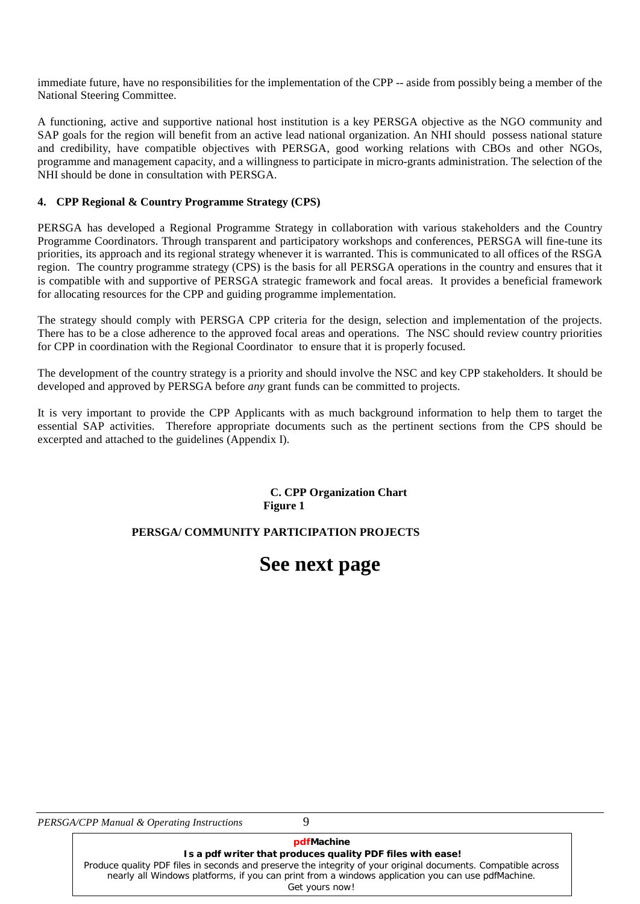immediate future, have no responsibilities for the implementation of the CPP -- aside from possibly being a member of the National Steering Committee.

A functioning, active and supportive national host institution is a key PERSGA objective as the NGO community and SAP goals for the region will benefit from an active lead national organization. An NHI should possess national stature and credibility, have compatible objectives with PERSGA, good working relations with CBOs and other NGOs, programme and management capacity, and a willingness to participate in micro-grants administration. The selection of the NHI should be done in consultation with PERSGA.

### 4. CPP Regional & Country Programme Strategy (CPS)

PERSGA has developed a Regional Programme Strategy in collaboration with various stakeholders and the Country Programme Coordinators. Through transparent and participatory workshops and conferences, PERSGA will fine-tune its priorities, its approach and its regional strategy whenever it is warranted. This is communicated to all offices of the RSGA region. The country programme strategy (CPS) is the basis for all PERSGA operations in the country and ensures that it is compatible with and supportive of PERSGA strategic framework and focal areas. It provides a beneficial framework for allocating resources for the CPP and guiding programme implementation.

The strategy should comply with PERSGA CPP criteria for the design, selection and implementation of the projects. There has to be a close adherence to the approved focal areas and operations. The NSC should review country priorities for CPP in coordination with the Regional Coordinator to ensure that it is properly focused.

The development of the country strategy is a priority and should involve the NSC and key CPP stakeholders. It should be developed and approved by PERSGA before *any* grant funds can be committed to projects.

It is very important to provide the CPP Applicants with as much background information to help them to target the essential SAP activities. Therefore appropriate documents such as the pertinent sections from the CPS should be excerpted and attached to the guidelines (Appendix I).

## C. CPP Organization Chart

**Figure 1**

**PERSGA/ COMMUNITY PARTICIPATION PROJECTS**

# See next page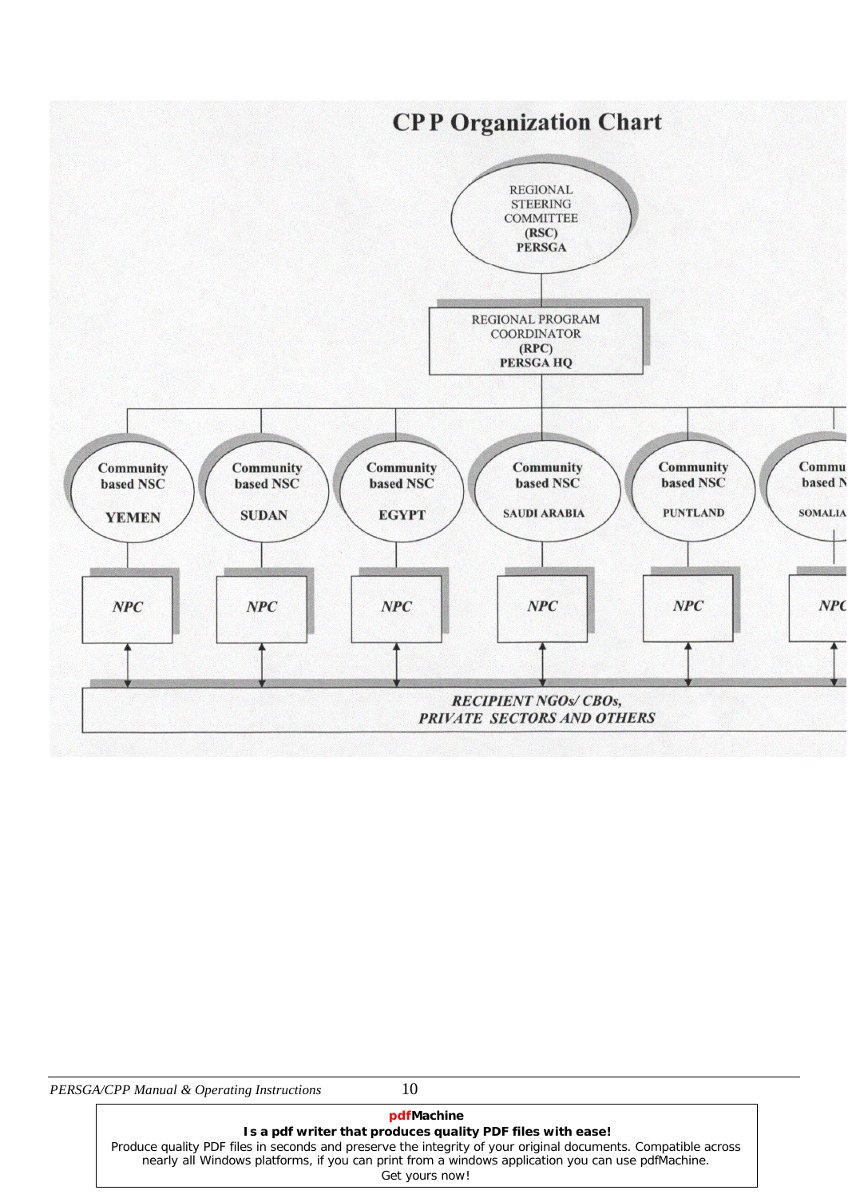# CP P Organization Chart

REGIONAL STEERING COMMITTEE
**(RSC)**
**PERSGA**

REGIONAL PROGRAM COORDINATOR
**(RPC)**
**PERSGA HQ**

| Community based NSC | Community based NSC | Community based NSC | Community based NSC | Community based NSC | Community based NSC |
|---|---|---|---|---|---|
| YEMEN | SUDAN | EGYPT | SAUDI ARABIA | PUNTLAND | SOMALIA |
| *NPC* | *NPC* | *NPC* | *NPC* | *NPC* | *NPC* |

***RECIPIENT NGOs/ CBOs,***
***PRIVATE SECTORS AND OTHERS***

pdfMachine
**Is a pdf writer that produces quality PDF files with ease!**
Produce quality PDF files in seconds and preserve the integrity of your original documents. Compatible across nearly all Windows platforms, if you can print from a windows application you can use pdfMachine.
Get yours now!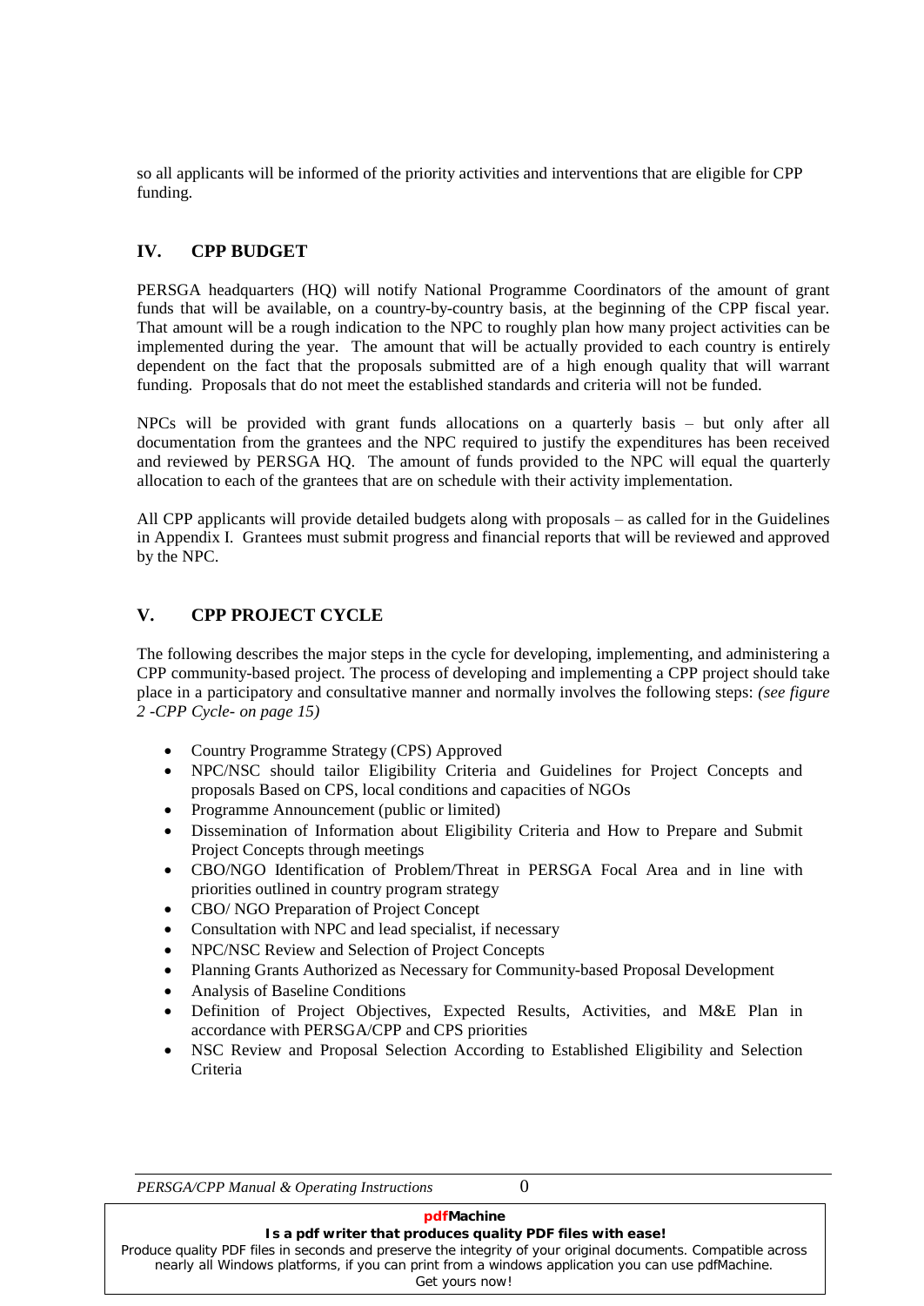so all applicants will be informed of the priority activities and interventions that are eligible for CPP funding.

## IV. CPP BUDGET

PERSGA headquarters (HQ) will notify National Programme Coordinators of the amount of grant funds that will be available, on a country-by-country basis, at the beginning of the CPP fiscal year. That amount will be a rough indication to the NPC to roughly plan how many project activities can be implemented during the year. The amount that will be actually provided to each country is entirely dependent on the fact that the proposals submitted are of a high enough quality that will warrant funding. Proposals that do not meet the established standards and criteria will not be funded.

NPCs will be provided with grant funds allocations on a quarterly basis – but only after all documentation from the grantees and the NPC required to justify the expenditures has been received and reviewed by PERSGA HQ. The amount of funds provided to the NPC will equal the quarterly allocation to each of the grantees that are on schedule with their activity implementation.

All CPP applicants will provide detailed budgets along with proposals – as called for in the Guidelines in Appendix I. Grantees must submit progress and financial reports that will be reviewed and approved by the NPC.

## V. CPP PROJECT CYCLE

The following describes the major steps in the cycle for developing, implementing, and administering a CPP community-based project. The process of developing and implementing a CPP project should take place in a participatory and consultative manner and normally involves the following steps: *(see figure 2 -CPP Cycle- on page 15)*

- Country Programme Strategy (CPS) Approved
- NPC/NSC should tailor Eligibility Criteria and Guidelines for Project Concepts and proposals Based on CPS, local conditions and capacities of NGOs
- Programme Announcement (public or limited)
- Dissemination of Information about Eligibility Criteria and How to Prepare and Submit Project Concepts through meetings
- CBO/NGO Identification of Problem/Threat in PERSGA Focal Area and in line with priorities outlined in country program strategy
- CBO/ NGO Preparation of Project Concept
- Consultation with NPC and lead specialist, if necessary
- NPC/NSC Review and Selection of Project Concepts
- Planning Grants Authorized as Necessary for Community-based Proposal Development
- Analysis of Baseline Conditions
- Definition of Project Objectives, Expected Results, Activities, and M&E Plan in accordance with PERSGA/CPP and CPS priorities
- NSC Review and Proposal Selection According to Established Eligibility and Selection Criteria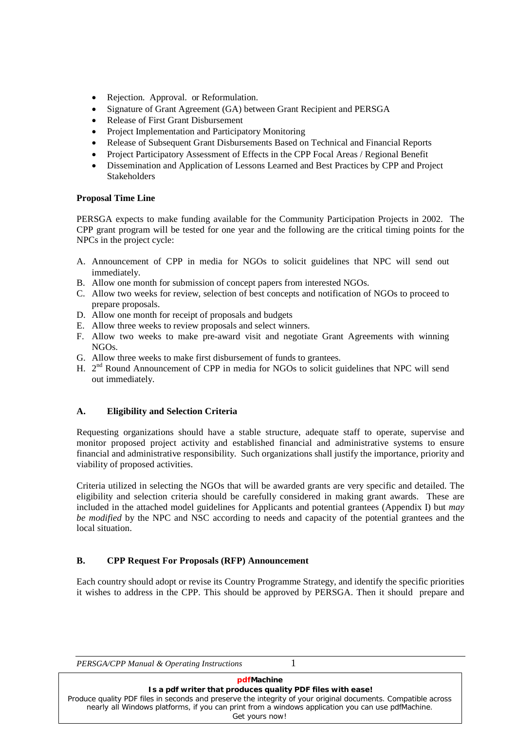- Rejection. Approval. or Reformulation.
- Signature of Grant Agreement (GA) between Grant Recipient and PERSGA
- Release of First Grant Disbursement
- Project Implementation and Participatory Monitoring
- Release of Subsequent Grant Disbursements Based on Technical and Financial Reports
- Project Participatory Assessment of Effects in the CPP Focal Areas / Regional Benefit
- Dissemination and Application of Lessons Learned and Best Practices by CPP and Project Stakeholders

**Proposal Time Line**

PERSGA expects to make funding available for the Community Participation Projects in 2002. The CPP grant program will be tested for one year and the following are the critical timing points for the NPCs in the project cycle:

A. Announcement of CPP in media for NGOs to solicit guidelines that NPC will send out immediately.
B. Allow one month for submission of concept papers from interested NGOs.
C. Allow two weeks for review, selection of best concepts and notification of NGOs to proceed to prepare proposals.
D. Allow one month for receipt of proposals and budgets
E. Allow three weeks to review proposals and select winners.
F. Allow two weeks to make pre-award visit and negotiate Grant Agreements with winning NGOs.
G. Allow three weeks to make first disbursement of funds to grantees.
H. 2nd Round Announcement of CPP in media for NGOs to solicit guidelines that NPC will send out immediately.

## A. Eligibility and Selection Criteria

Requesting organizations should have a stable structure, adequate staff to operate, supervise and monitor proposed project activity and established financial and administrative systems to ensure financial and administrative responsibility. Such organizations shall justify the importance, priority and viability of proposed activities.

Criteria utilized in selecting the NGOs that will be awarded grants are very specific and detailed. The eligibility and selection criteria should be carefully considered in making grant awards. These are included in the attached model guidelines for Applicants and potential grantees (Appendix I) but *may be modified* by the NPC and NSC according to needs and capacity of the potential grantees and the local situation.

## B. CPP Request For Proposals (RFP) Announcement

Each country should adopt or revise its Country Programme Strategy, and identify the specific priorities it wishes to address in the CPP. This should be approved by PERSGA. Then it should prepare and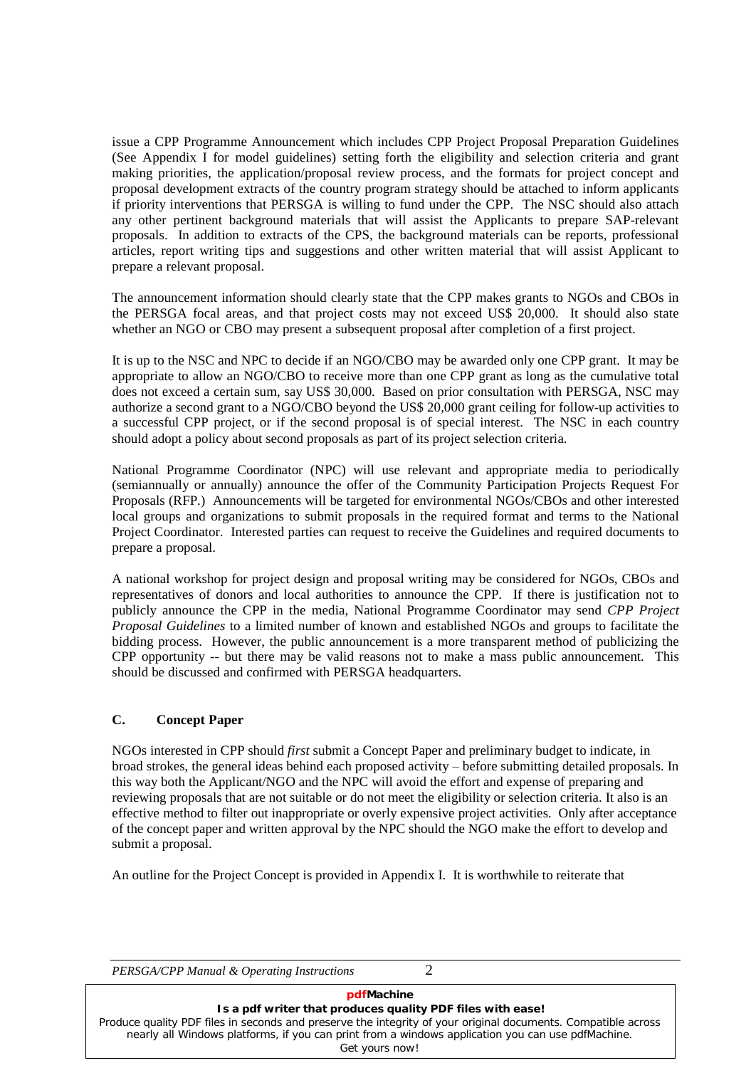issue a CPP Programme Announcement which includes CPP Project Proposal Preparation Guidelines (See Appendix I for model guidelines) setting forth the eligibility and selection criteria and grant making priorities, the application/proposal review process, and the formats for project concept and proposal development extracts of the country program strategy should be attached to inform applicants if priority interventions that PERSGA is willing to fund under the CPP. The NSC should also attach any other pertinent background materials that will assist the Applicants to prepare SAP-relevant proposals. In addition to extracts of the CPS, the background materials can be reports, professional articles, report writing tips and suggestions and other written material that will assist Applicant to prepare a relevant proposal.

The announcement information should clearly state that the CPP makes grants to NGOs and CBOs in the PERSGA focal areas, and that project costs may not exceed US$ 20,000. It should also state whether an NGO or CBO may present a subsequent proposal after completion of a first project.

It is up to the NSC and NPC to decide if an NGO/CBO may be awarded only one CPP grant. It may be appropriate to allow an NGO/CBO to receive more than one CPP grant as long as the cumulative total does not exceed a certain sum, say US$ 30,000. Based on prior consultation with PERSGA, NSC may authorize a second grant to a NGO/CBO beyond the US$ 20,000 grant ceiling for follow-up activities to a successful CPP project, or if the second proposal is of special interest. The NSC in each country should adopt a policy about second proposals as part of its project selection criteria.

National Programme Coordinator (NPC) will use relevant and appropriate media to periodically (semiannually or annually) announce the offer of the Community Participation Projects Request For Proposals (RFP.) Announcements will be targeted for environmental NGOs/CBOs and other interested local groups and organizations to submit proposals in the required format and terms to the National Project Coordinator. Interested parties can request to receive the Guidelines and required documents to prepare a proposal.

A national workshop for project design and proposal writing may be considered for NGOs, CBOs and representatives of donors and local authorities to announce the CPP. If there is justification not to publicly announce the CPP in the media, National Programme Coordinator may send *CPP Project Proposal Guidelines* to a limited number of known and established NGOs and groups to facilitate the bidding process. However, the public announcement is a more transparent method of publicizing the CPP opportunity -- but there may be valid reasons not to make a mass public announcement. This should be discussed and confirmed with PERSGA headquarters.

## C. Concept Paper

NGOs interested in CPP should *first* submit a Concept Paper and preliminary budget to indicate, in broad strokes, the general ideas behind each proposed activity – before submitting detailed proposals. In this way both the Applicant/NGO and the NPC will avoid the effort and expense of preparing and reviewing proposals that are not suitable or do not meet the eligibility or selection criteria. It also is an effective method to filter out inappropriate or overly expensive project activities. Only after acceptance of the concept paper and written approval by the NPC should the NGO make the effort to develop and submit a proposal.

An outline for the Project Concept is provided in Appendix I. It is worthwhile to reiterate that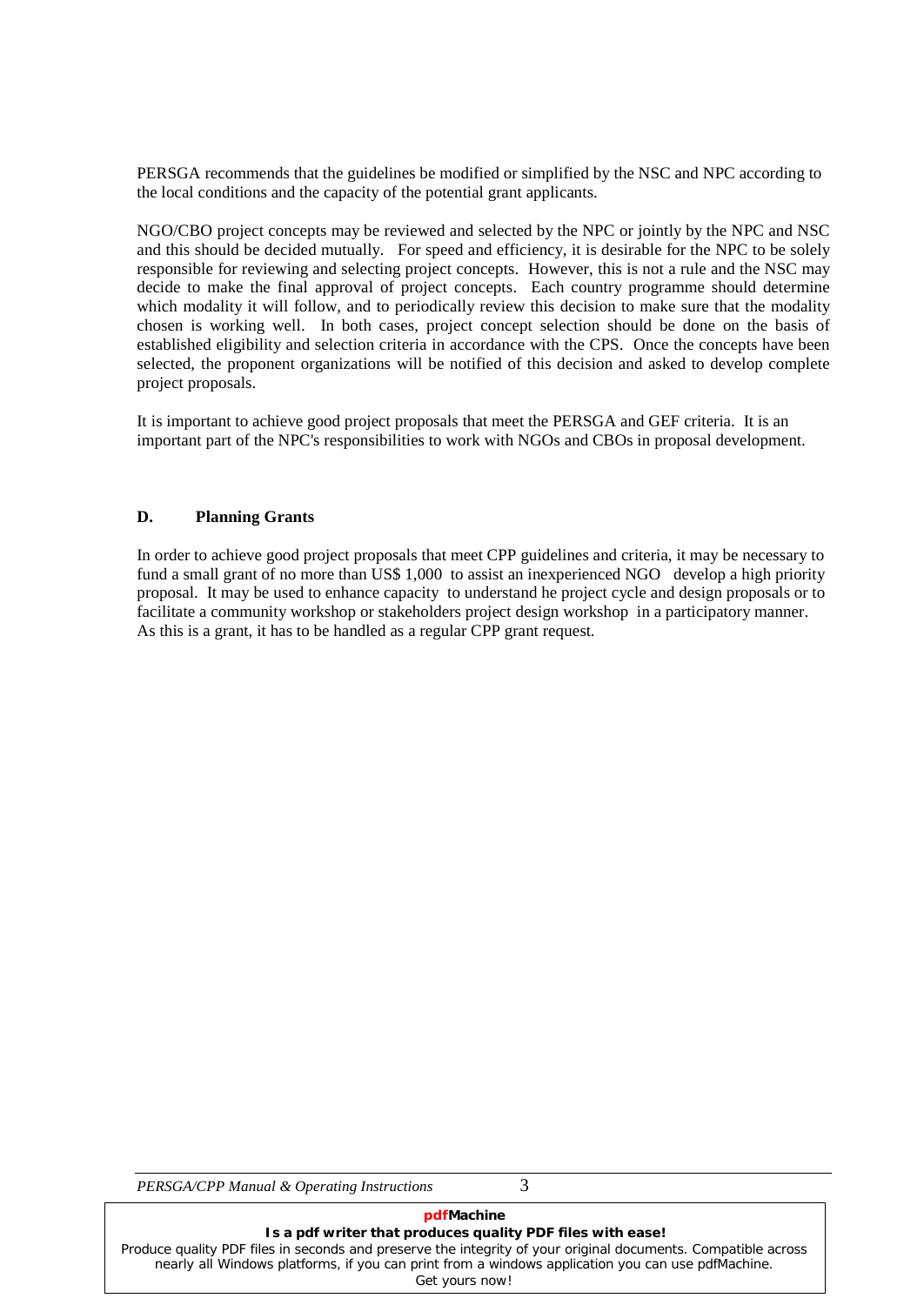PERSGA recommends that the guidelines be modified or simplified by the NSC and NPC according to the local conditions and the capacity of the potential grant applicants.

NGO/CBO project concepts may be reviewed and selected by the NPC or jointly by the NPC and NSC and this should be decided mutually. For speed and efficiency, it is desirable for the NPC to be solely responsible for reviewing and selecting project concepts. However, this is not a rule and the NSC may decide to make the final approval of project concepts. Each country programme should determine which modality it will follow, and to periodically review this decision to make sure that the modality chosen is working well. In both cases, project concept selection should be done on the basis of established eligibility and selection criteria in accordance with the CPS. Once the concepts have been selected, the proponent organizations will be notified of this decision and asked to develop complete project proposals.

It is important to achieve good project proposals that meet the PERSGA and GEF criteria. It is an important part of the NPC's responsibilities to work with NGOs and CBOs in proposal development.

## D. Planning Grants

In order to achieve good project proposals that meet CPP guidelines and criteria, it may be necessary to fund a small grant of no more than US$ 1,000 to assist an inexperienced NGO develop a high priority proposal. It may be used to enhance capacity to understand he project cycle and design proposals or to facilitate a community workshop or stakeholders project design workshop in a participatory manner. As this is a grant, it has to be handled as a regular CPP grant request.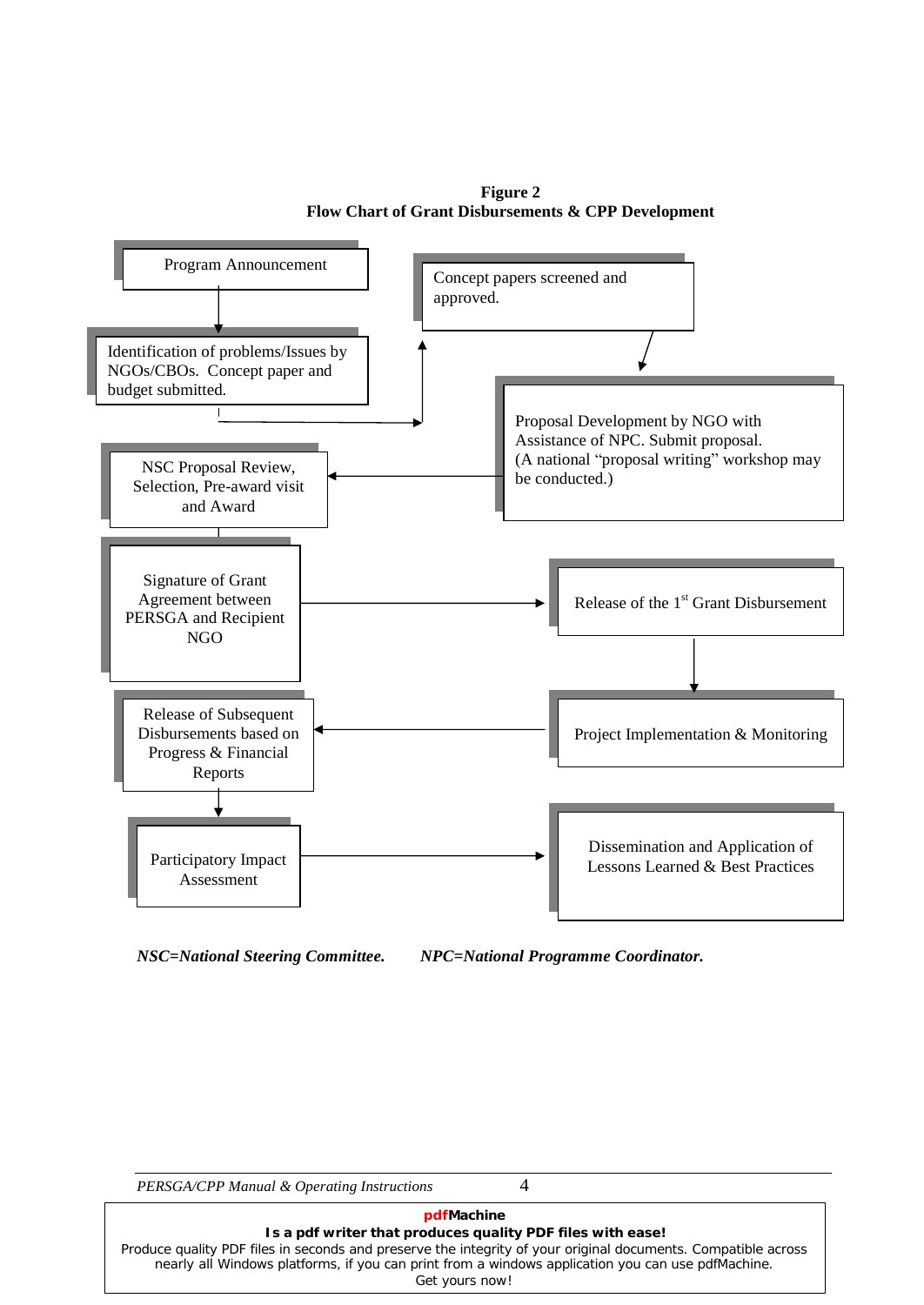**Figure 2**
**Flow Chart of Grant Disbursements & CPP Development**

- Program Announcement
- Identification of problems/Issues by NGOs/CBOs. Concept paper and budget submitted.
- Concept papers screened and approved.
- Proposal Development by NGO with Assistance of NPC. Submit proposal. (A national "proposal writing" workshop may be conducted.)
- NSC Proposal Review, Selection, Pre-award visit and Award
- Signature of Grant Agreement between PERSGA and Recipient NGO
- Release of the 1st Grant Disbursement
- Project Implementation & Monitoring
- Release of Subsequent Disbursements based on Progress & Financial Reports
- Participatory Impact Assessment
- Dissemination and Application of Lessons Learned & Best Practices

***NSC=National Steering Committee.*** ***NPC=National Programme Coordinator.***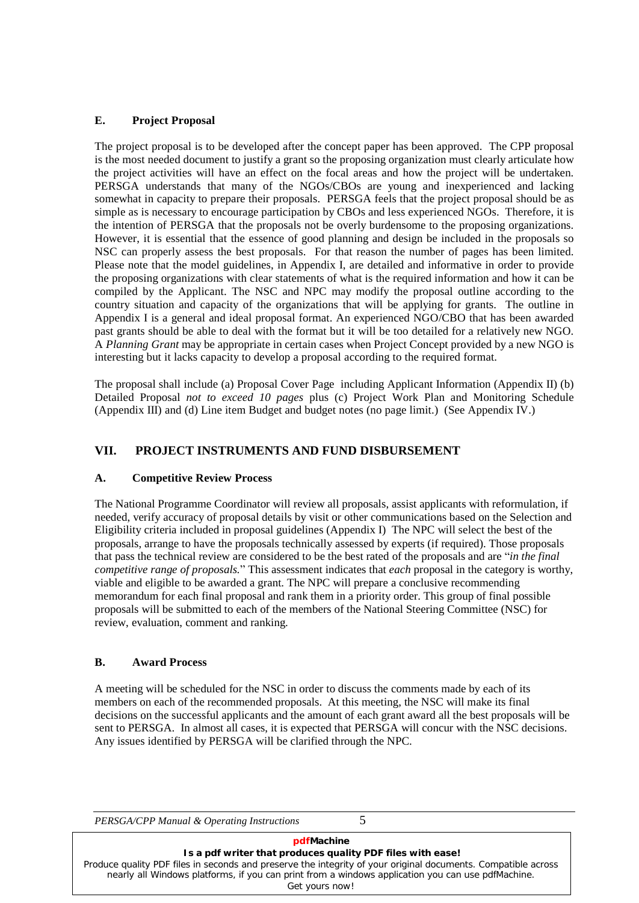### E. Project Proposal

The project proposal is to be developed after the concept paper has been approved. The CPP proposal is the most needed document to justify a grant so the proposing organization must clearly articulate how the project activities will have an effect on the focal areas and how the project will be undertaken. PERSGA understands that many of the NGOs/CBOs are young and inexperienced and lacking somewhat in capacity to prepare their proposals. PERSGA feels that the project proposal should be as simple as is necessary to encourage participation by CBOs and less experienced NGOs. Therefore, it is the intention of PERSGA that the proposals not be overly burdensome to the proposing organizations. However, it is essential that the essence of good planning and design be included in the proposals so NSC can properly assess the best proposals. For that reason the number of pages has been limited. Please note that the model guidelines, in Appendix I, are detailed and informative in order to provide the proposing organizations with clear statements of what is the required information and how it can be compiled by the Applicant. The NSC and NPC may modify the proposal outline according to the country situation and capacity of the organizations that will be applying for grants. The outline in Appendix I is a general and ideal proposal format. An experienced NGO/CBO that has been awarded past grants should be able to deal with the format but it will be too detailed for a relatively new NGO. A *Planning Grant* may be appropriate in certain cases when Project Concept provided by a new NGO is interesting but it lacks capacity to develop a proposal according to the required format.

The proposal shall include (a) Proposal Cover Page including Applicant Information (Appendix II) (b) Detailed Proposal *not to exceed 10 pages* plus (c) Project Work Plan and Monitoring Schedule (Appendix III) and (d) Line item Budget and budget notes (no page limit.) (See Appendix IV.)

## VII. PROJECT INSTRUMENTS AND FUND DISBURSEMENT

### A. Competitive Review Process

The National Programme Coordinator will review all proposals, assist applicants with reformulation, if needed, verify accuracy of proposal details by visit or other communications based on the Selection and Eligibility criteria included in proposal guidelines (Appendix I) The NPC will select the best of the proposals, arrange to have the proposals technically assessed by experts (if required). Those proposals that pass the technical review are considered to be the best rated of the proposals and are "*in the final competitive range of proposals.*" This assessment indicates that *each* proposal in the category is worthy, viable and eligible to be awarded a grant. The NPC will prepare a conclusive recommending memorandum for each final proposal and rank them in a priority order. This group of final possible proposals will be submitted to each of the members of the National Steering Committee (NSC) for review, evaluation, comment and ranking.

### B. Award Process

A meeting will be scheduled for the NSC in order to discuss the comments made by each of its members on each of the recommended proposals. At this meeting, the NSC will make its final decisions on the successful applicants and the amount of each grant award all the best proposals will be sent to PERSGA. In almost all cases, it is expected that PERSGA will concur with the NSC decisions. Any issues identified by PERSGA will be clarified through the NPC.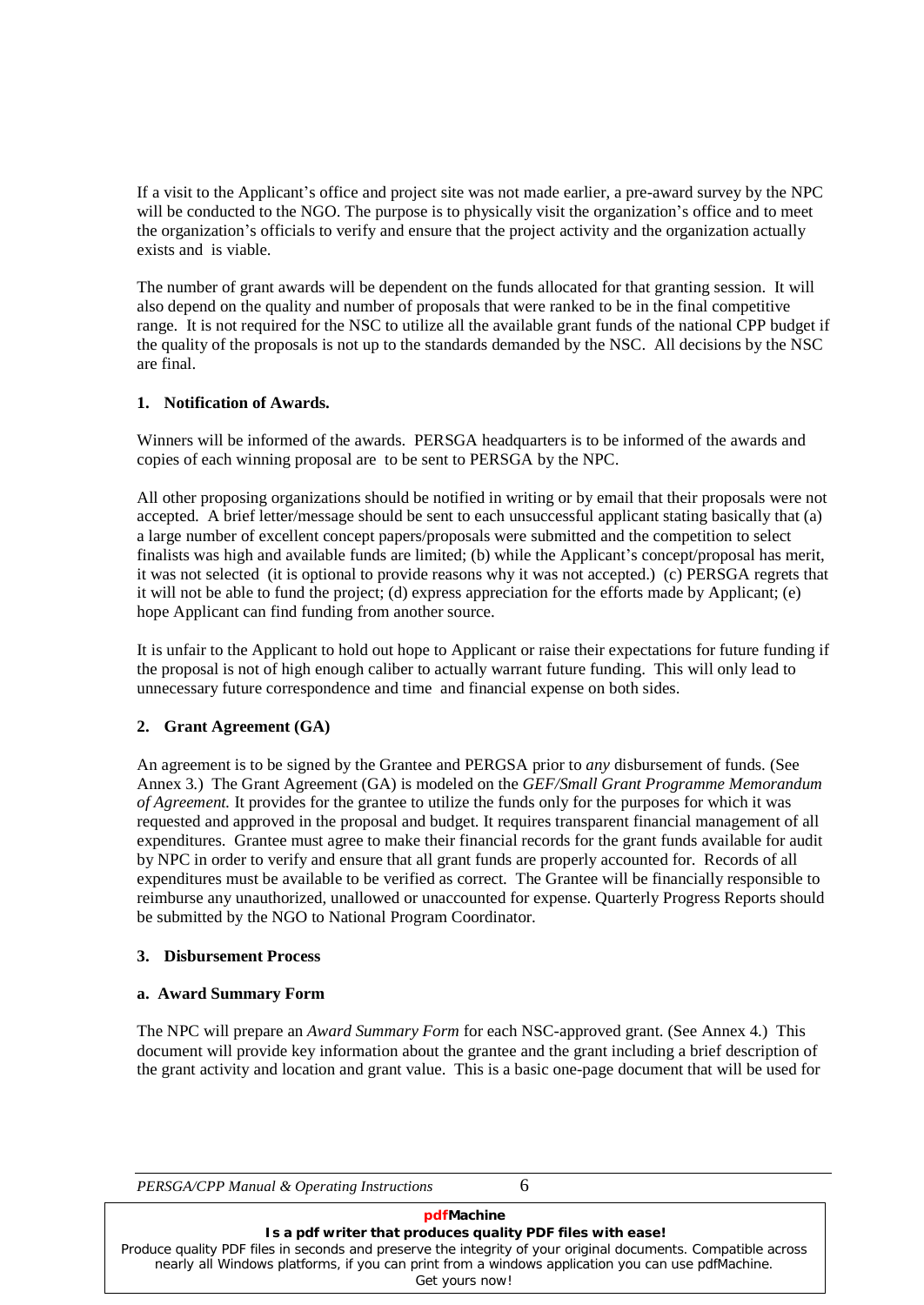If a visit to the Applicant's office and project site was not made earlier, a pre-award survey by the NPC will be conducted to the NGO. The purpose is to physically visit the organization's office and to meet the organization's officials to verify and ensure that the project activity and the organization actually exists and is viable.

The number of grant awards will be dependent on the funds allocated for that granting session. It will also depend on the quality and number of proposals that were ranked to be in the final competitive range. It is not required for the NSC to utilize all the available grant funds of the national CPP budget if the quality of the proposals is not up to the standards demanded by the NSC. All decisions by the NSC are final.

**1. Notification of Awards.**

Winners will be informed of the awards. PERSGA headquarters is to be informed of the awards and copies of each winning proposal are to be sent to PERSGA by the NPC.

All other proposing organizations should be notified in writing or by email that their proposals were not accepted. A brief letter/message should be sent to each unsuccessful applicant stating basically that (a) a large number of excellent concept papers/proposals were submitted and the competition to select finalists was high and available funds are limited; (b) while the Applicant's concept/proposal has merit, it was not selected (it is optional to provide reasons why it was not accepted.) (c) PERSGA regrets that it will not be able to fund the project; (d) express appreciation for the efforts made by Applicant; (e) hope Applicant can find funding from another source.

It is unfair to the Applicant to hold out hope to Applicant or raise their expectations for future funding if the proposal is not of high enough caliber to actually warrant future funding. This will only lead to unnecessary future correspondence and time and financial expense on both sides.

**2. Grant Agreement (GA)**

An agreement is to be signed by the Grantee and PERGSA prior to *any* disbursement of funds. (See Annex 3.) The Grant Agreement (GA) is modeled on the *GEF/Small Grant Programme Memorandum of Agreement.* It provides for the grantee to utilize the funds only for the purposes for which it was requested and approved in the proposal and budget. It requires transparent financial management of all expenditures. Grantee must agree to make their financial records for the grant funds available for audit by NPC in order to verify and ensure that all grant funds are properly accounted for. Records of all expenditures must be available to be verified as correct. The Grantee will be financially responsible to reimburse any unauthorized, unallowed or unaccounted for expense. Quarterly Progress Reports should be submitted by the NGO to National Program Coordinator.

**3. Disbursement Process**

**a. Award Summary Form**

The NPC will prepare an *Award Summary Form* for each NSC-approved grant. (See Annex 4.) This document will provide key information about the grantee and the grant including a brief description of the grant activity and location and grant value. This is a basic one-page document that will be used for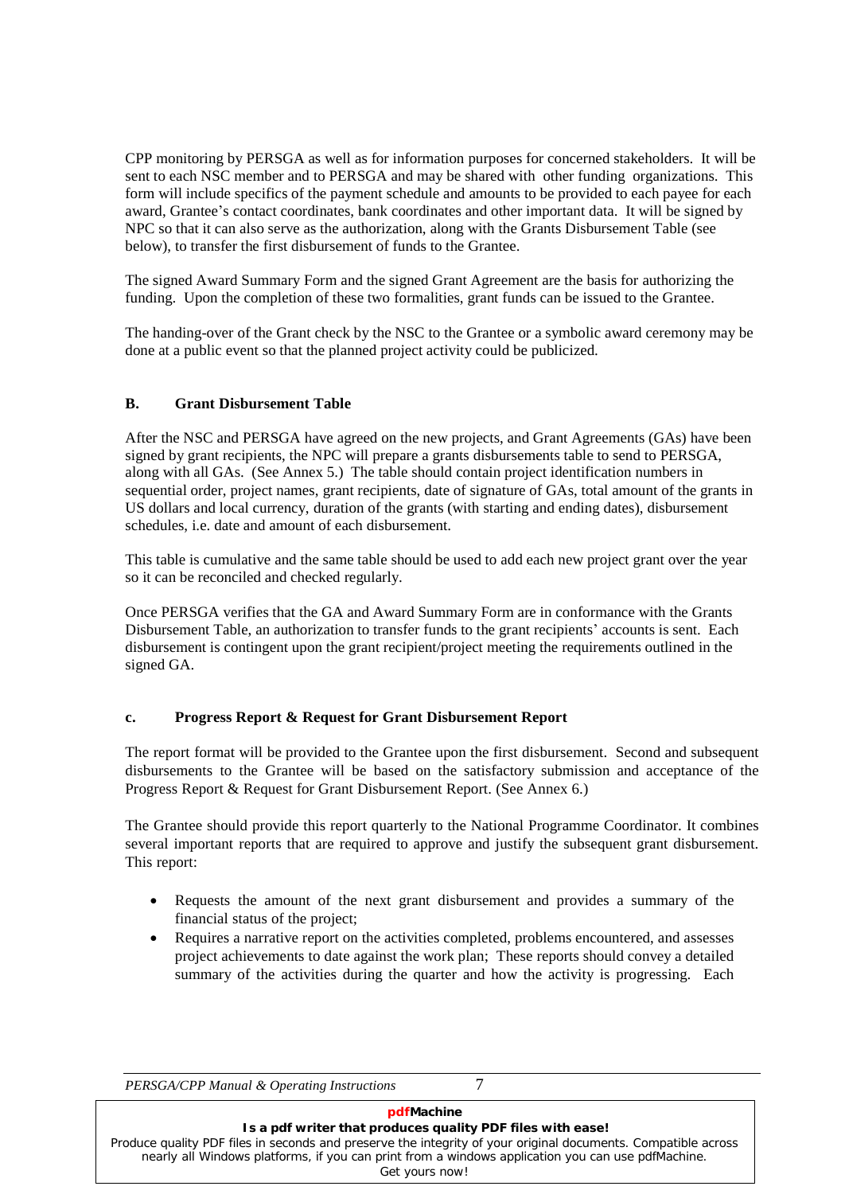CPP monitoring by PERSGA as well as for information purposes for concerned stakeholders. It will be sent to each NSC member and to PERSGA and may be shared with other funding organizations. This form will include specifics of the payment schedule and amounts to be provided to each payee for each award, Grantee's contact coordinates, bank coordinates and other important data. It will be signed by NPC so that it can also serve as the authorization, along with the Grants Disbursement Table (see below), to transfer the first disbursement of funds to the Grantee.

The signed Award Summary Form and the signed Grant Agreement are the basis for authorizing the funding. Upon the completion of these two formalities, grant funds can be issued to the Grantee.

The handing-over of the Grant check by the NSC to the Grantee or a symbolic award ceremony may be done at a public event so that the planned project activity could be publicized.

### B. Grant Disbursement Table

After the NSC and PERSGA have agreed on the new projects, and Grant Agreements (GAs) have been signed by grant recipients, the NPC will prepare a grants disbursements table to send to PERSGA, along with all GAs. (See Annex 5.) The table should contain project identification numbers in sequential order, project names, grant recipients, date of signature of GAs, total amount of the grants in US dollars and local currency, duration of the grants (with starting and ending dates), disbursement schedules, i.e. date and amount of each disbursement.

This table is cumulative and the same table should be used to add each new project grant over the year so it can be reconciled and checked regularly.

Once PERSGA verifies that the GA and Award Summary Form are in conformance with the Grants Disbursement Table, an authorization to transfer funds to the grant recipients' accounts is sent. Each disbursement is contingent upon the grant recipient/project meeting the requirements outlined in the signed GA.

### c. Progress Report & Request for Grant Disbursement Report

The report format will be provided to the Grantee upon the first disbursement. Second and subsequent disbursements to the Grantee will be based on the satisfactory submission and acceptance of the Progress Report & Request for Grant Disbursement Report. (See Annex 6.)

The Grantee should provide this report quarterly to the National Programme Coordinator. It combines several important reports that are required to approve and justify the subsequent grant disbursement. This report:

- Requests the amount of the next grant disbursement and provides a summary of the financial status of the project;
- Requires a narrative report on the activities completed, problems encountered, and assesses project achievements to date against the work plan; These reports should convey a detailed summary of the activities during the quarter and how the activity is progressing. Each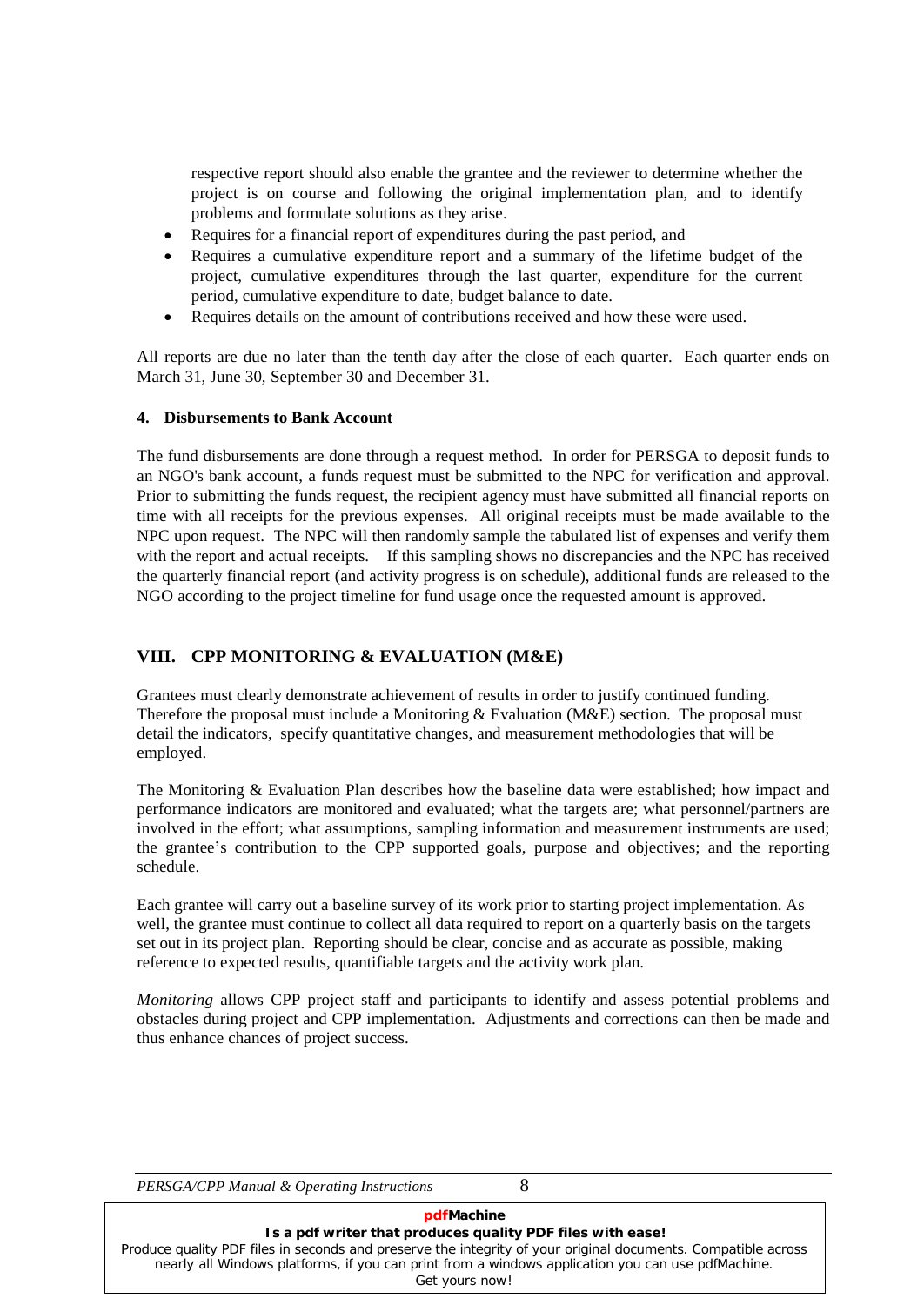respective report should also enable the grantee and the reviewer to determine whether the project is on course and following the original implementation plan, and to identify problems and formulate solutions as they arise.

- Requires for a financial report of expenditures during the past period, and
- Requires a cumulative expenditure report and a summary of the lifetime budget of the project, cumulative expenditures through the last quarter, expenditure for the current period, cumulative expenditure to date, budget balance to date.
- Requires details on the amount of contributions received and how these were used.

All reports are due no later than the tenth day after the close of each quarter. Each quarter ends on March 31, June 30, September 30 and December 31.

**4. Disbursements to Bank Account**

The fund disbursements are done through a request method. In order for PERSGA to deposit funds to an NGO's bank account, a funds request must be submitted to the NPC for verification and approval. Prior to submitting the funds request, the recipient agency must have submitted all financial reports on time with all receipts for the previous expenses. All original receipts must be made available to the NPC upon request. The NPC will then randomly sample the tabulated list of expenses and verify them with the report and actual receipts. If this sampling shows no discrepancies and the NPC has received the quarterly financial report (and activity progress is on schedule), additional funds are released to the NGO according to the project timeline for fund usage once the requested amount is approved.

## VIII. CPP MONITORING & EVALUATION (M&E)

Grantees must clearly demonstrate achievement of results in order to justify continued funding. Therefore the proposal must include a Monitoring & Evaluation (M&E) section. The proposal must detail the indicators, specify quantitative changes, and measurement methodologies that will be employed.

The Monitoring & Evaluation Plan describes how the baseline data were established; how impact and performance indicators are monitored and evaluated; what the targets are; what personnel/partners are involved in the effort; what assumptions, sampling information and measurement instruments are used; the grantee's contribution to the CPP supported goals, purpose and objectives; and the reporting schedule.

Each grantee will carry out a baseline survey of its work prior to starting project implementation. As well, the grantee must continue to collect all data required to report on a quarterly basis on the targets set out in its project plan. Reporting should be clear, concise and as accurate as possible, making reference to expected results, quantifiable targets and the activity work plan.

*Monitoring* allows CPP project staff and participants to identify and assess potential problems and obstacles during project and CPP implementation. Adjustments and corrections can then be made and thus enhance chances of project success.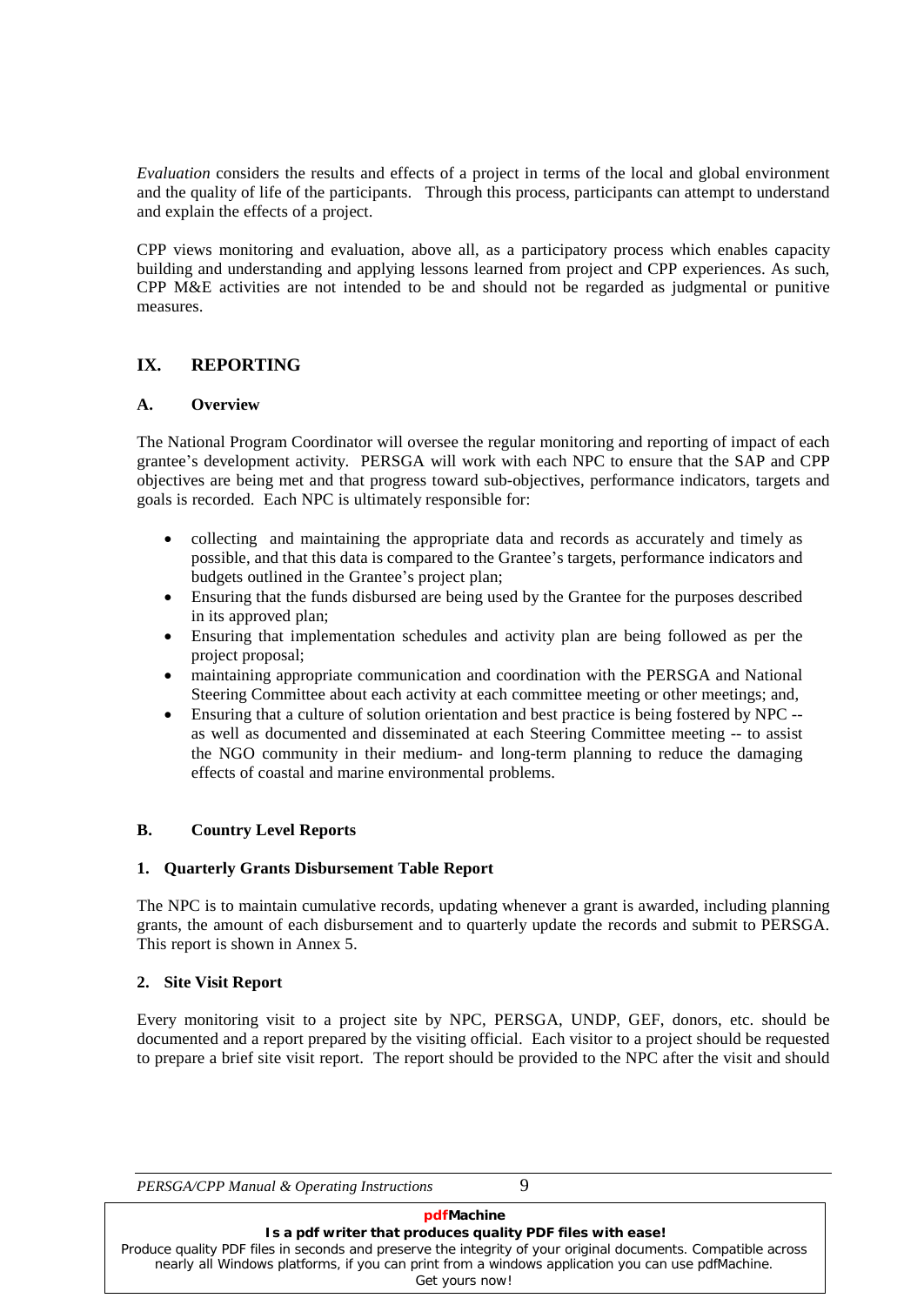*Evaluation* considers the results and effects of a project in terms of the local and global environment and the quality of life of the participants. Through this process, participants can attempt to understand and explain the effects of a project.

CPP views monitoring and evaluation, above all, as a participatory process which enables capacity building and understanding and applying lessons learned from project and CPP experiences. As such, CPP M&E activities are not intended to be and should not be regarded as judgmental or punitive measures.

## IX. REPORTING

### A. Overview

The National Program Coordinator will oversee the regular monitoring and reporting of impact of each grantee's development activity. PERSGA will work with each NPC to ensure that the SAP and CPP objectives are being met and that progress toward sub-objectives, performance indicators, targets and goals is recorded. Each NPC is ultimately responsible for:

- collecting and maintaining the appropriate data and records as accurately and timely as possible, and that this data is compared to the Grantee's targets, performance indicators and budgets outlined in the Grantee's project plan;
- Ensuring that the funds disbursed are being used by the Grantee for the purposes described in its approved plan;
- Ensuring that implementation schedules and activity plan are being followed as per the project proposal;
- maintaining appropriate communication and coordination with the PERSGA and National Steering Committee about each activity at each committee meeting or other meetings; and,
- Ensuring that a culture of solution orientation and best practice is being fostered by NPC -- as well as documented and disseminated at each Steering Committee meeting -- to assist the NGO community in their medium- and long-term planning to reduce the damaging effects of coastal and marine environmental problems.

### B. Country Level Reports

#### 1. Quarterly Grants Disbursement Table Report

The NPC is to maintain cumulative records, updating whenever a grant is awarded, including planning grants, the amount of each disbursement and to quarterly update the records and submit to PERSGA. This report is shown in Annex 5.

#### 2. Site Visit Report

Every monitoring visit to a project site by NPC, PERSGA, UNDP, GEF, donors, etc. should be documented and a report prepared by the visiting official. Each visitor to a project should be requested to prepare a brief site visit report. The report should be provided to the NPC after the visit and should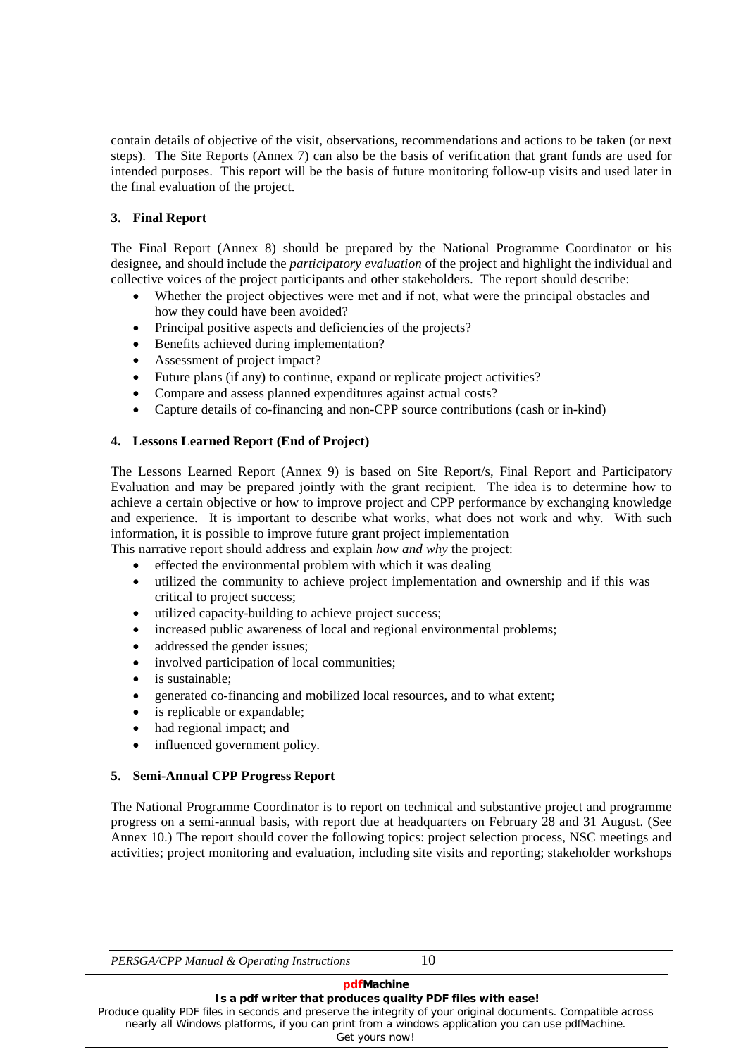contain details of objective of the visit, observations, recommendations and actions to be taken (or next steps). The Site Reports (Annex 7) can also be the basis of verification that grant funds are used for intended purposes. This report will be the basis of future monitoring follow-up visits and used later in the final evaluation of the project.

**3. Final Report**

The Final Report (Annex 8) should be prepared by the National Programme Coordinator or his designee, and should include the *participatory evaluation* of the project and highlight the individual and collective voices of the project participants and other stakeholders. The report should describe:

- Whether the project objectives were met and if not, what were the principal obstacles and how they could have been avoided?
- Principal positive aspects and deficiencies of the projects?
- Benefits achieved during implementation?
- Assessment of project impact?
- Future plans (if any) to continue, expand or replicate project activities?
- Compare and assess planned expenditures against actual costs?
- Capture details of co-financing and non-CPP source contributions (cash or in-kind)

**4. Lessons Learned Report (End of Project)**

The Lessons Learned Report (Annex 9) is based on Site Report/s, Final Report and Participatory Evaluation and may be prepared jointly with the grant recipient. The idea is to determine how to achieve a certain objective or how to improve project and CPP performance by exchanging knowledge and experience. It is important to describe what works, what does not work and why. With such information, it is possible to improve future grant project implementation

This narrative report should address and explain *how and why* the project:

- effected the environmental problem with which it was dealing
- utilized the community to achieve project implementation and ownership and if this was critical to project success;
- utilized capacity-building to achieve project success;
- increased public awareness of local and regional environmental problems;
- addressed the gender issues;
- involved participation of local communities;
- is sustainable;
- generated co-financing and mobilized local resources, and to what extent;
- is replicable or expandable;
- had regional impact; and
- influenced government policy.

**5. Semi-Annual CPP Progress Report**

The National Programme Coordinator is to report on technical and substantive project and programme progress on a semi-annual basis, with report due at headquarters on February 28 and 31 August. (See Annex 10.) The report should cover the following topics: project selection process, NSC meetings and activities; project monitoring and evaluation, including site visits and reporting; stakeholder workshops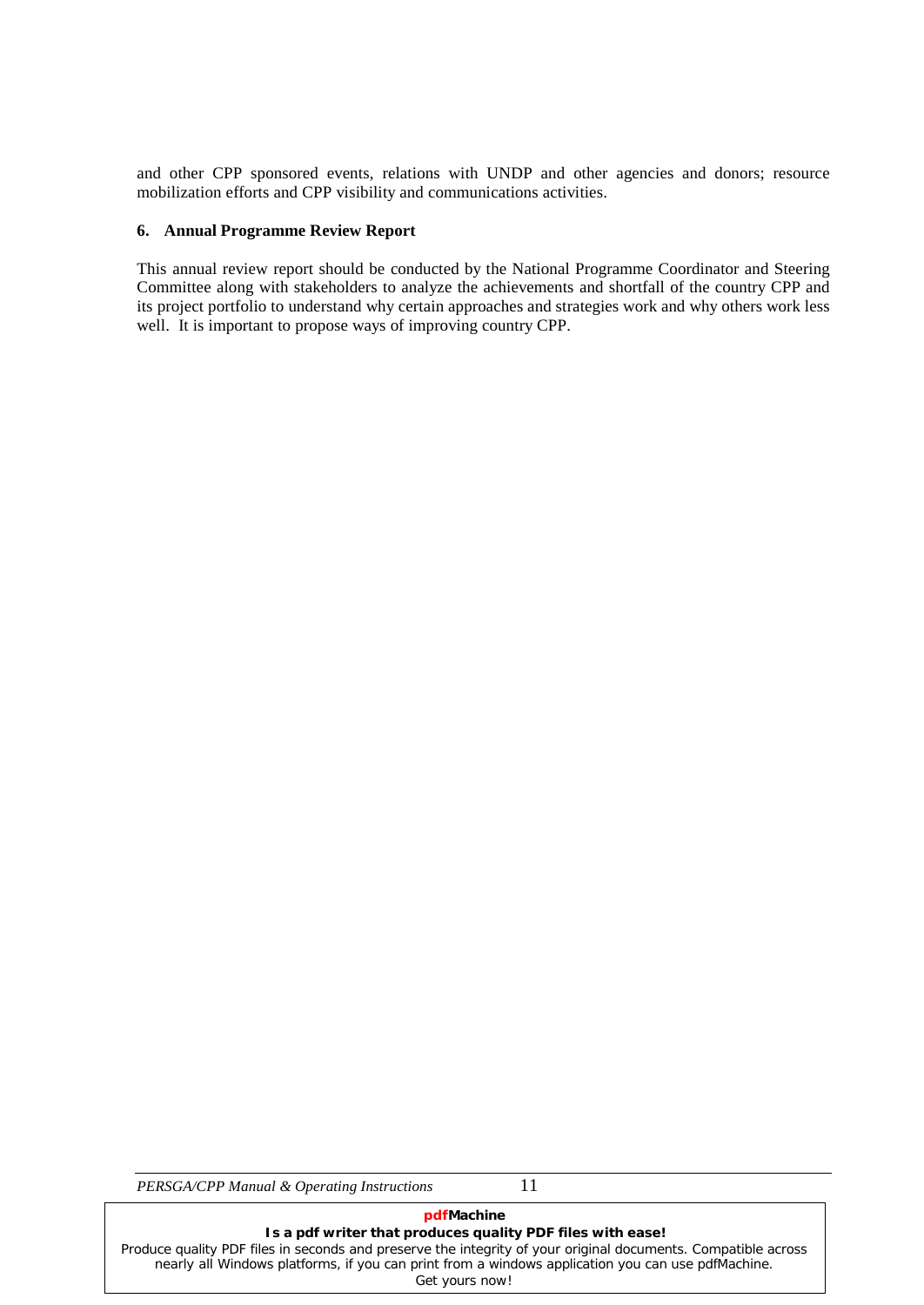and other CPP sponsored events, relations with UNDP and other agencies and donors; resource mobilization efforts and CPP visibility and communications activities.

### 6. Annual Programme Review Report

This annual review report should be conducted by the National Programme Coordinator and Steering Committee along with stakeholders to analyze the achievements and shortfall of the country CPP and its project portfolio to understand why certain approaches and strategies work and why others work less well. It is important to propose ways of improving country CPP.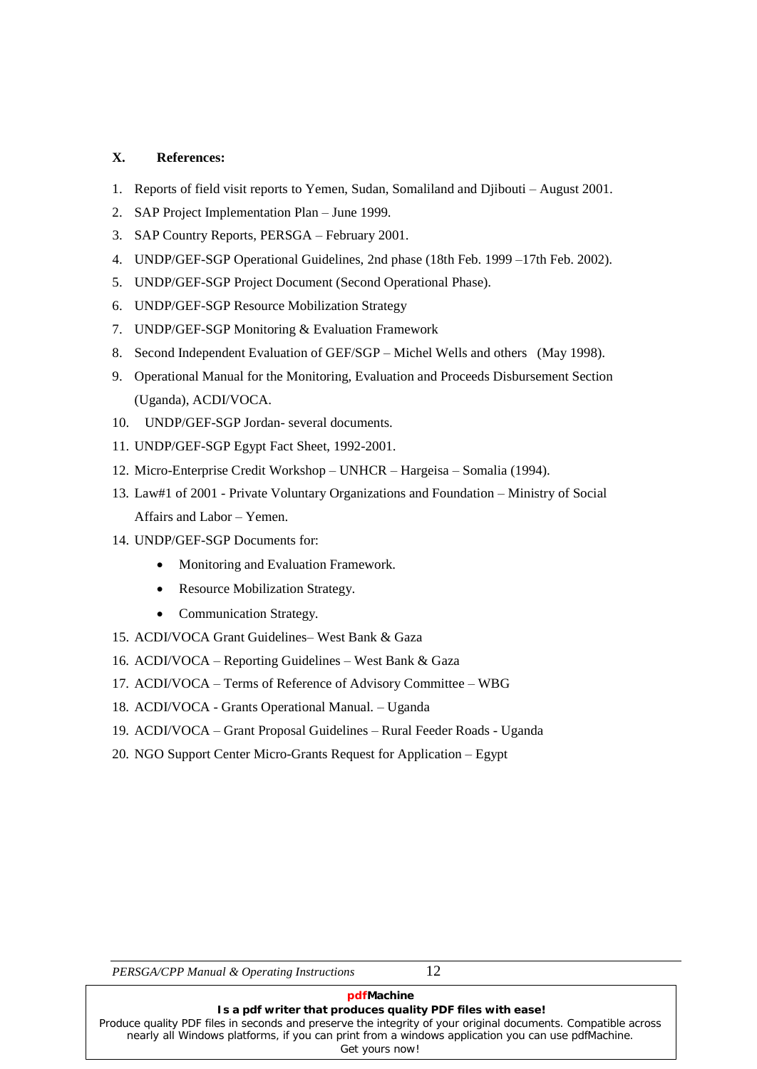## X. References:

1. Reports of field visit reports to Yemen, Sudan, Somaliland and Djibouti – August 2001.
2. SAP Project Implementation Plan – June 1999.
3. SAP Country Reports, PERSGA – February 2001.
4. UNDP/GEF-SGP Operational Guidelines, 2nd phase (18th Feb. 1999 –17th Feb. 2002).
5. UNDP/GEF-SGP Project Document (Second Operational Phase).
6. UNDP/GEF-SGP Resource Mobilization Strategy
7. UNDP/GEF-SGP Monitoring & Evaluation Framework
8. Second Independent Evaluation of GEF/SGP – Michel Wells and others (May 1998).
9. Operational Manual for the Monitoring, Evaluation and Proceeds Disbursement Section (Uganda), ACDI/VOCA.
10. UNDP/GEF-SGP Jordan- several documents.
11. UNDP/GEF-SGP Egypt Fact Sheet, 1992-2001.
12. Micro-Enterprise Credit Workshop – UNHCR – Hargeisa – Somalia (1994).
13. Law#1 of 2001 - Private Voluntary Organizations and Foundation – Ministry of Social Affairs and Labor – Yemen.
14. UNDP/GEF-SGP Documents for:
    - Monitoring and Evaluation Framework.
    - Resource Mobilization Strategy.
    - Communication Strategy.
15. ACDI/VOCA Grant Guidelines– West Bank & Gaza
16. ACDI/VOCA – Reporting Guidelines – West Bank & Gaza
17. ACDI/VOCA – Terms of Reference of Advisory Committee – WBG
18. ACDI/VOCA - Grants Operational Manual. – Uganda
19. ACDI/VOCA – Grant Proposal Guidelines – Rural Feeder Roads - Uganda
20. NGO Support Center Micro-Grants Request for Application – Egypt